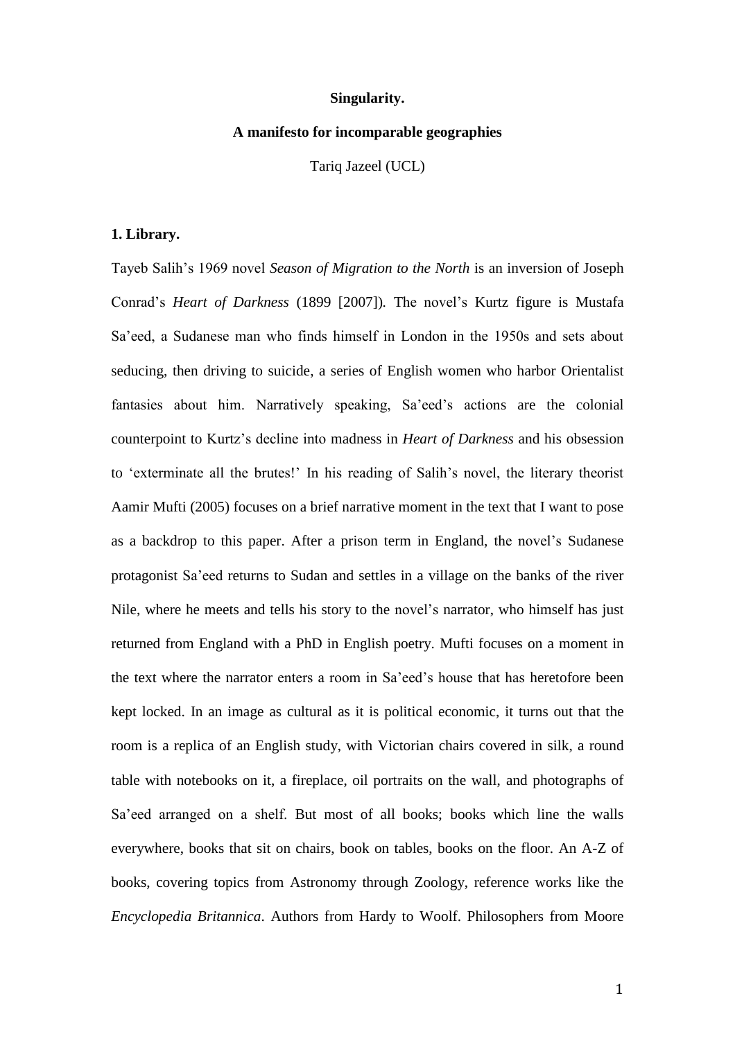# Singularity.

## A manifesto for incomparable geographies

Tariq Jazeel (UCL)

### 1. Library.

Tayeb Salih's 1969 novel *Season of Migration to the North* is an inversion of Joseph Conrad's *Heart of Darkness* (1899 [2007]). The novel's Kurtz figure is Mustafa Sa'eed, a Sudanese man who finds himself in London in the 1950s and sets about seducing, then driving to suicide, a series of English women who harbor Orientalist fantasies about him. Narratively speaking, Sa'eed's actions are the colonial counterpoint to Kurtz's decline into madness in *Heart of Darkness* and his obsession to 'exterminate all the brutes!' In his reading of Salih's novel, the literary theorist Aamir Mufti (2005) focuses on a brief narrative moment in the text that I want to pose as a backdrop to this paper. After a prison term in England, the novel's Sudanese protagonist Sa'eed returns to Sudan and settles in a village on the banks of the river Nile, where he meets and tells his story to the novel's narrator, who himself has just returned from England with a PhD in English poetry. Mufti focuses on a moment in the text where the narrator enters a room in Sa'eed's house that has heretofore been kept locked. In an image as cultural as it is political economic, it turns out that the room is a replica of an English study, with Victorian chairs covered in silk, a round table with notebooks on it, a fireplace, oil portraits on the wall, and photographs of Sa'eed arranged on a shelf. But most of all books; books which line the walls everywhere, books that sit on chairs, book on tables, books on the floor. An A-Z of books, covering topics from Astronomy through Zoology, reference works like the *Encyclopedia Britannica*. Authors from Hardy to Woolf. Philosophers from Moore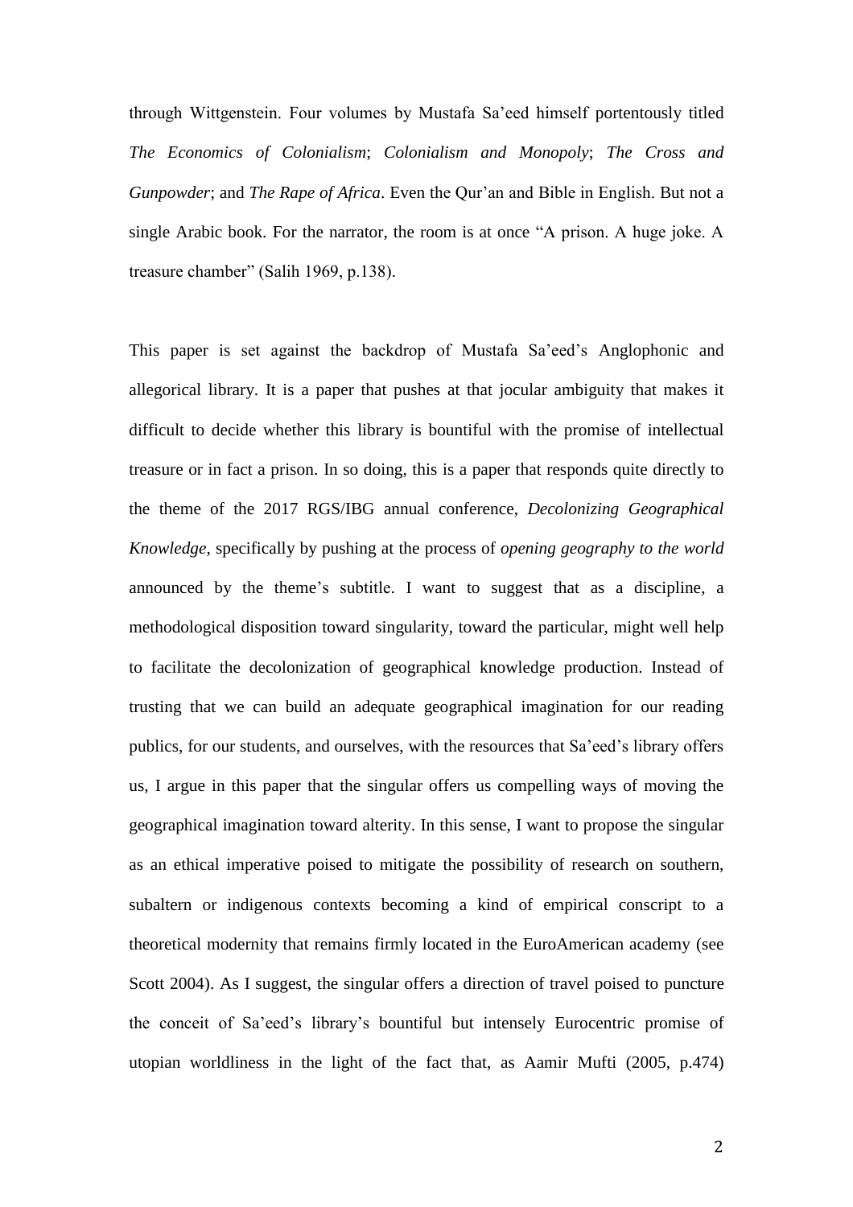through Wittgenstein. Four volumes by Mustafa Sa'eed himself portentously titled *The Economics of Colonialism*; *Colonialism and Monopoly*; *The Cross and Gunpowder*; and *The Rape of Africa*. Even the Qur'an and Bible in English. But not a single Arabic book. For the narrator, the room is at once "A prison. A huge joke. A treasure chamber" (Salih 1969, p.138).

This paper is set against the backdrop of Mustafa Sa'eed's Anglophonic and allegorical library. It is a paper that pushes at that jocular ambiguity that makes it difficult to decide whether this library is bountiful with the promise of intellectual treasure or in fact a prison. In so doing, this is a paper that responds quite directly to the theme of the 2017 RGS/IBG annual conference, *Decolonizing Geographical Knowledge*, specifically by pushing at the process of *opening geography to the world* announced by the theme's subtitle. I want to suggest that as a discipline, a methodological disposition toward singularity, toward the particular, might well help to facilitate the decolonization of geographical knowledge production. Instead of trusting that we can build an adequate geographical imagination for our reading publics, for our students, and ourselves, with the resources that Sa'eed's library offers us, I argue in this paper that the singular offers us compelling ways of moving the geographical imagination toward alterity. In this sense, I want to propose the singular as an ethical imperative poised to mitigate the possibility of research on southern, subaltern or indigenous contexts becoming a kind of empirical conscript to a theoretical modernity that remains firmly located in the EuroAmerican academy (see Scott 2004). As I suggest, the singular offers a direction of travel poised to puncture the conceit of Sa'eed's library's bountiful but intensely Eurocentric promise of utopian worldliness in the light of the fact that, as Aamir Mufti (2005, p.474)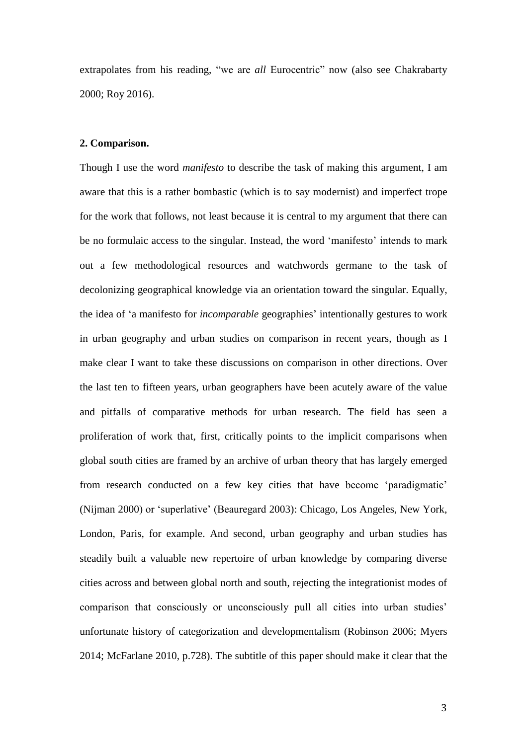extrapolates from his reading, "we are *all* Eurocentric" now (also see Chakrabarty 2000; Roy 2016).

## 2. Comparison.

Though I use the word *manifesto* to describe the task of making this argument, I am aware that this is a rather bombastic (which is to say modernist) and imperfect trope for the work that follows, not least because it is central to my argument that there can be no formulaic access to the singular. Instead, the word 'manifesto' intends to mark out a few methodological resources and watchwords germane to the task of decolonizing geographical knowledge via an orientation toward the singular. Equally, the idea of 'a manifesto for *incomparable* geographies' intentionally gestures to work in urban geography and urban studies on comparison in recent years, though as I make clear I want to take these discussions on comparison in other directions. Over the last ten to fifteen years, urban geographers have been acutely aware of the value and pitfalls of comparative methods for urban research. The field has seen a proliferation of work that, first, critically points to the implicit comparisons when global south cities are framed by an archive of urban theory that has largely emerged from research conducted on a few key cities that have become 'paradigmatic' (Nijman 2000) or 'superlative' (Beauregard 2003): Chicago, Los Angeles, New York, London, Paris, for example. And second, urban geography and urban studies has steadily built a valuable new repertoire of urban knowledge by comparing diverse cities across and between global north and south, rejecting the integrationist modes of comparison that consciously or unconsciously pull all cities into urban studies' unfortunate history of categorization and developmentalism (Robinson 2006; Myers 2014; McFarlane 2010, p.728). The subtitle of this paper should make it clear that the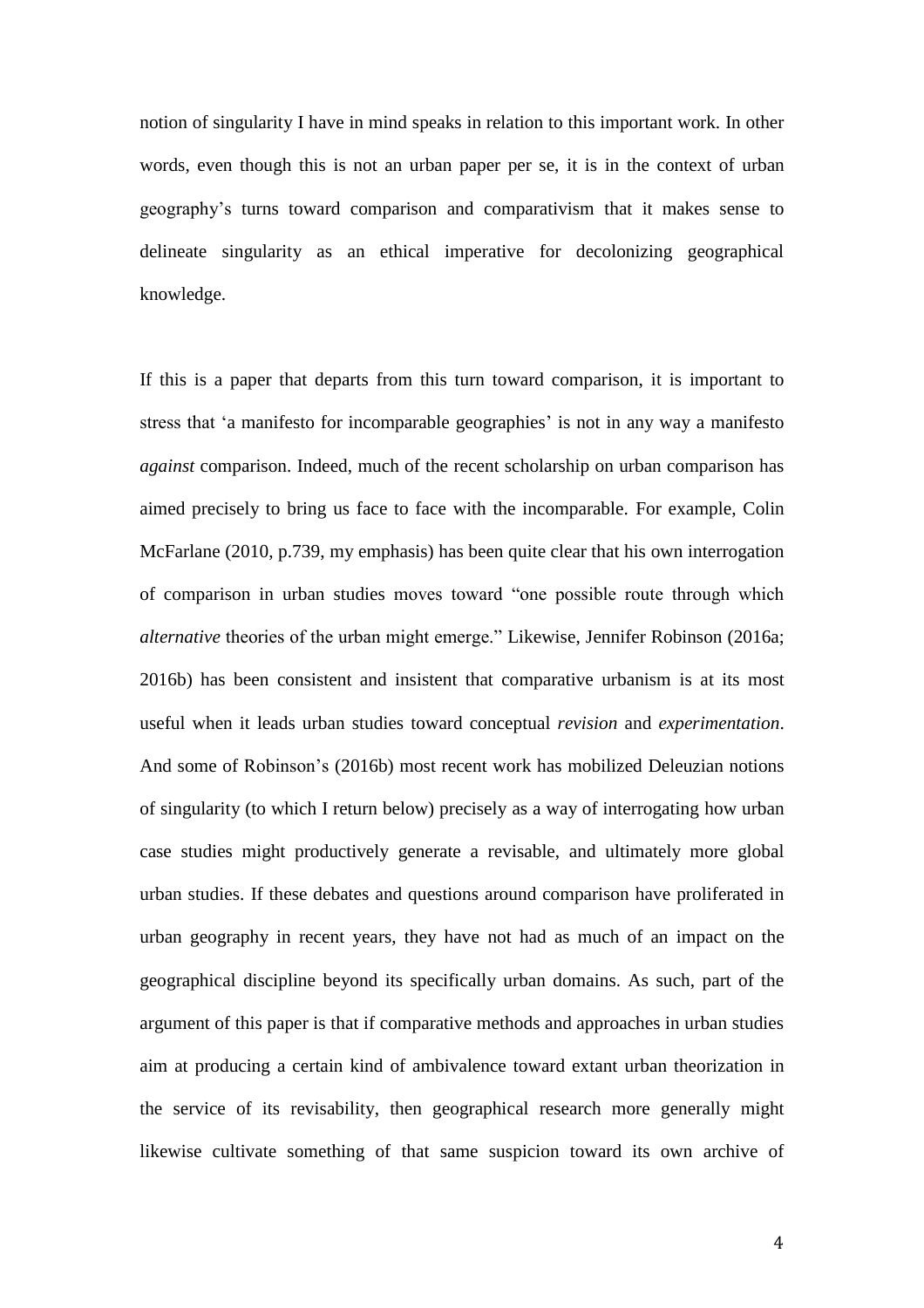notion of singularity I have in mind speaks in relation to this important work. In other words, even though this is not an urban paper per se, it is in the context of urban geography's turns toward comparison and comparativism that it makes sense to delineate singularity as an ethical imperative for decolonizing geographical knowledge.

If this is a paper that departs from this turn toward comparison, it is important to stress that 'a manifesto for incomparable geographies' is not in any way a manifesto *against* comparison. Indeed, much of the recent scholarship on urban comparison has aimed precisely to bring us face to face with the incomparable. For example, Colin McFarlane (2010, p.739, my emphasis) has been quite clear that his own interrogation of comparison in urban studies moves toward "one possible route through which *alternative* theories of the urban might emerge." Likewise, Jennifer Robinson (2016a; 2016b) has been consistent and insistent that comparative urbanism is at its most useful when it leads urban studies toward conceptual *revision* and *experimentation*. And some of Robinson's (2016b) most recent work has mobilized Deleuzian notions of singularity (to which I return below) precisely as a way of interrogating how urban case studies might productively generate a revisable, and ultimately more global urban studies. If these debates and questions around comparison have proliferated in urban geography in recent years, they have not had as much of an impact on the geographical discipline beyond its specifically urban domains. As such, part of the argument of this paper is that if comparative methods and approaches in urban studies aim at producing a certain kind of ambivalence toward extant urban theorization in the service of its revisability, then geographical research more generally might likewise cultivate something of that same suspicion toward its own archive of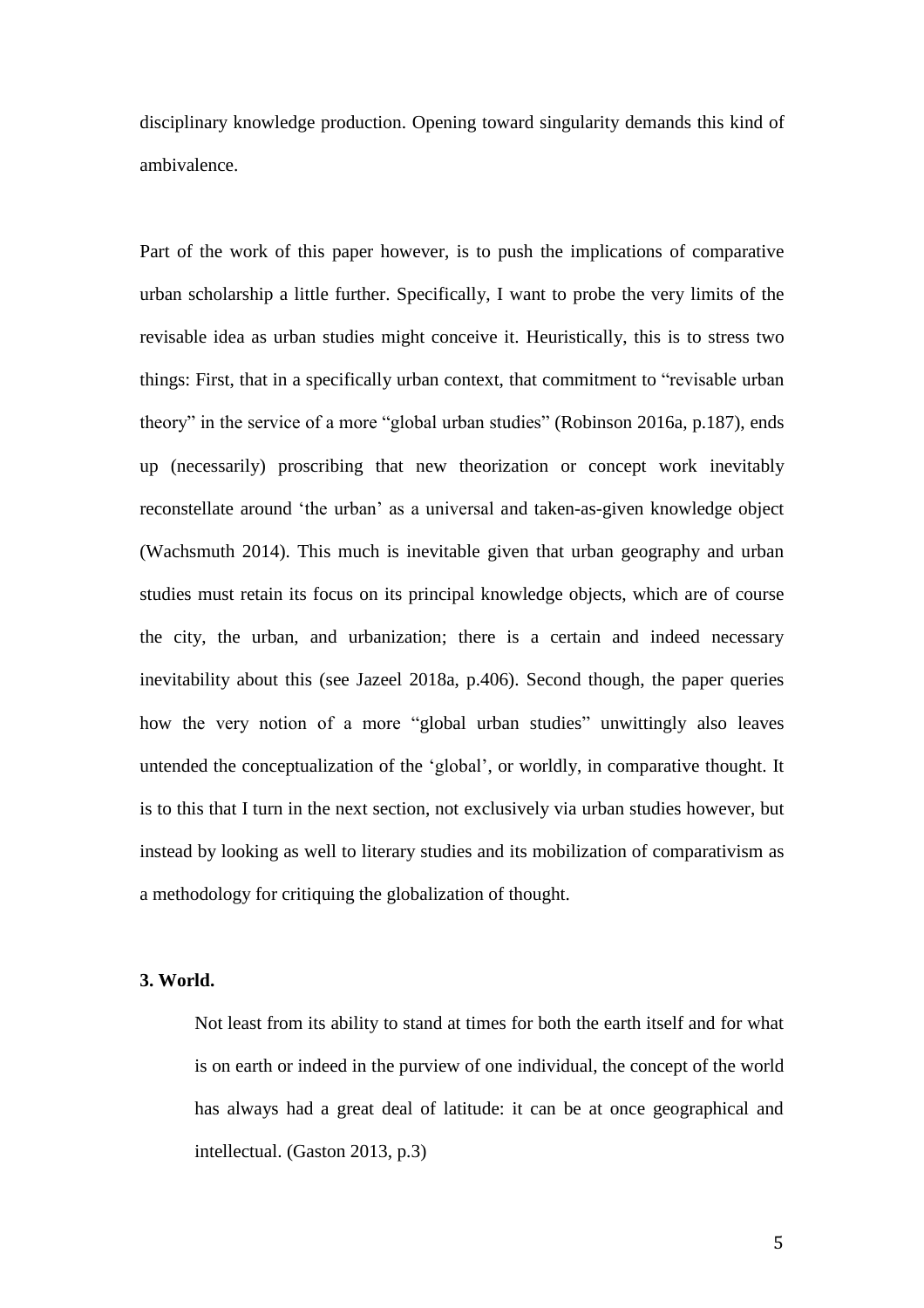disciplinary knowledge production. Opening toward singularity demands this kind of ambivalence.

Part of the work of this paper however, is to push the implications of comparative urban scholarship a little further. Specifically, I want to probe the very limits of the revisable idea as urban studies might conceive it. Heuristically, this is to stress two things: First, that in a specifically urban context, that commitment to "revisable urban theory" in the service of a more "global urban studies" (Robinson 2016a, p.187), ends up (necessarily) proscribing that new theorization or concept work inevitably reconstellate around 'the urban' as a universal and taken-as-given knowledge object (Wachsmuth 2014). This much is inevitable given that urban geography and urban studies must retain its focus on its principal knowledge objects, which are of course the city, the urban, and urbanization; there is a certain and indeed necessary inevitability about this (see Jazeel 2018a, p.406). Second though, the paper queries how the very notion of a more "global urban studies" unwittingly also leaves untended the conceptualization of the 'global', or worldly, in comparative thought. It is to this that I turn in the next section, not exclusively via urban studies however, but instead by looking as well to literary studies and its mobilization of comparativism as a methodology for critiquing the globalization of thought.

## 3. World.

> Not least from its ability to stand at times for both the earth itself and for what is on earth or indeed in the purview of one individual, the concept of the world has always had a great deal of latitude: it can be at once geographical and intellectual. (Gaston 2013, p.3)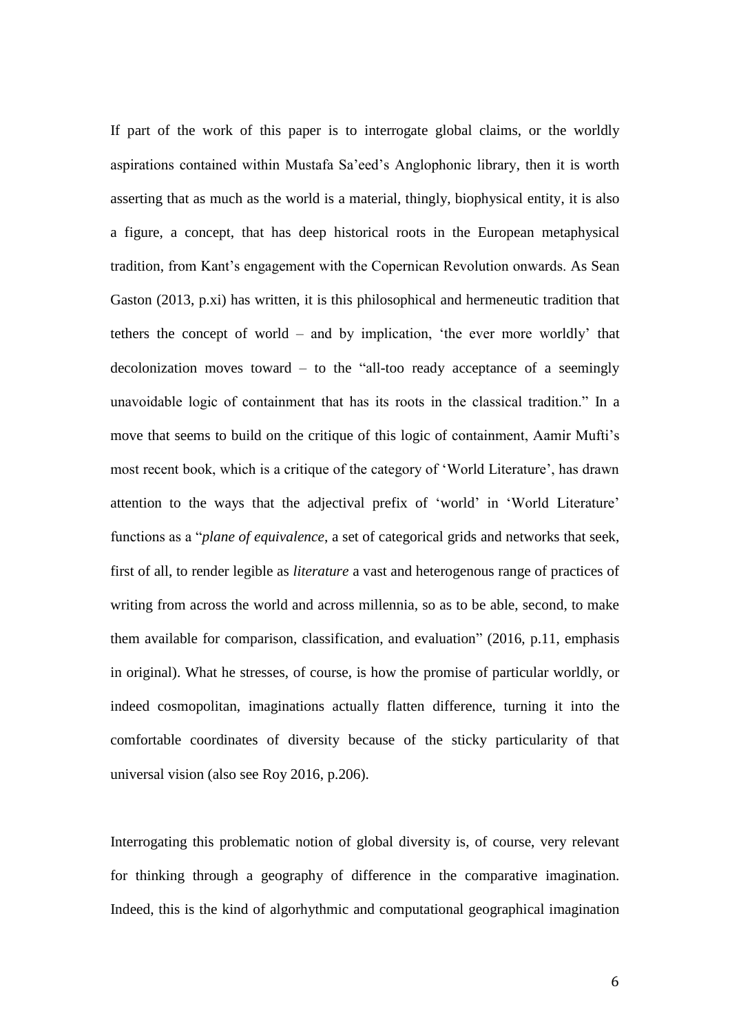If part of the work of this paper is to interrogate global claims, or the worldly aspirations contained within Mustafa Sa'eed's Anglophonic library, then it is worth asserting that as much as the world is a material, thingly, biophysical entity, it is also a figure, a concept, that has deep historical roots in the European metaphysical tradition, from Kant's engagement with the Copernican Revolution onwards. As Sean Gaston (2013, p.xi) has written, it is this philosophical and hermeneutic tradition that tethers the concept of world – and by implication, 'the ever more worldly' that decolonization moves toward – to the "all-too ready acceptance of a seemingly unavoidable logic of containment that has its roots in the classical tradition." In a move that seems to build on the critique of this logic of containment, Aamir Mufti's most recent book, which is a critique of the category of 'World Literature', has drawn attention to the ways that the adjectival prefix of 'world' in 'World Literature' functions as a "*plane of equivalence*, a set of categorical grids and networks that seek, first of all, to render legible as *literature* a vast and heterogenous range of practices of writing from across the world and across millennia, so as to be able, second, to make them available for comparison, classification, and evaluation" (2016, p.11, emphasis in original). What he stresses, of course, is how the promise of particular worldly, or indeed cosmopolitan, imaginations actually flatten difference, turning it into the comfortable coordinates of diversity because of the sticky particularity of that universal vision (also see Roy 2016, p.206).

Interrogating this problematic notion of global diversity is, of course, very relevant for thinking through a geography of difference in the comparative imagination. Indeed, this is the kind of algorhythmic and computational geographical imagination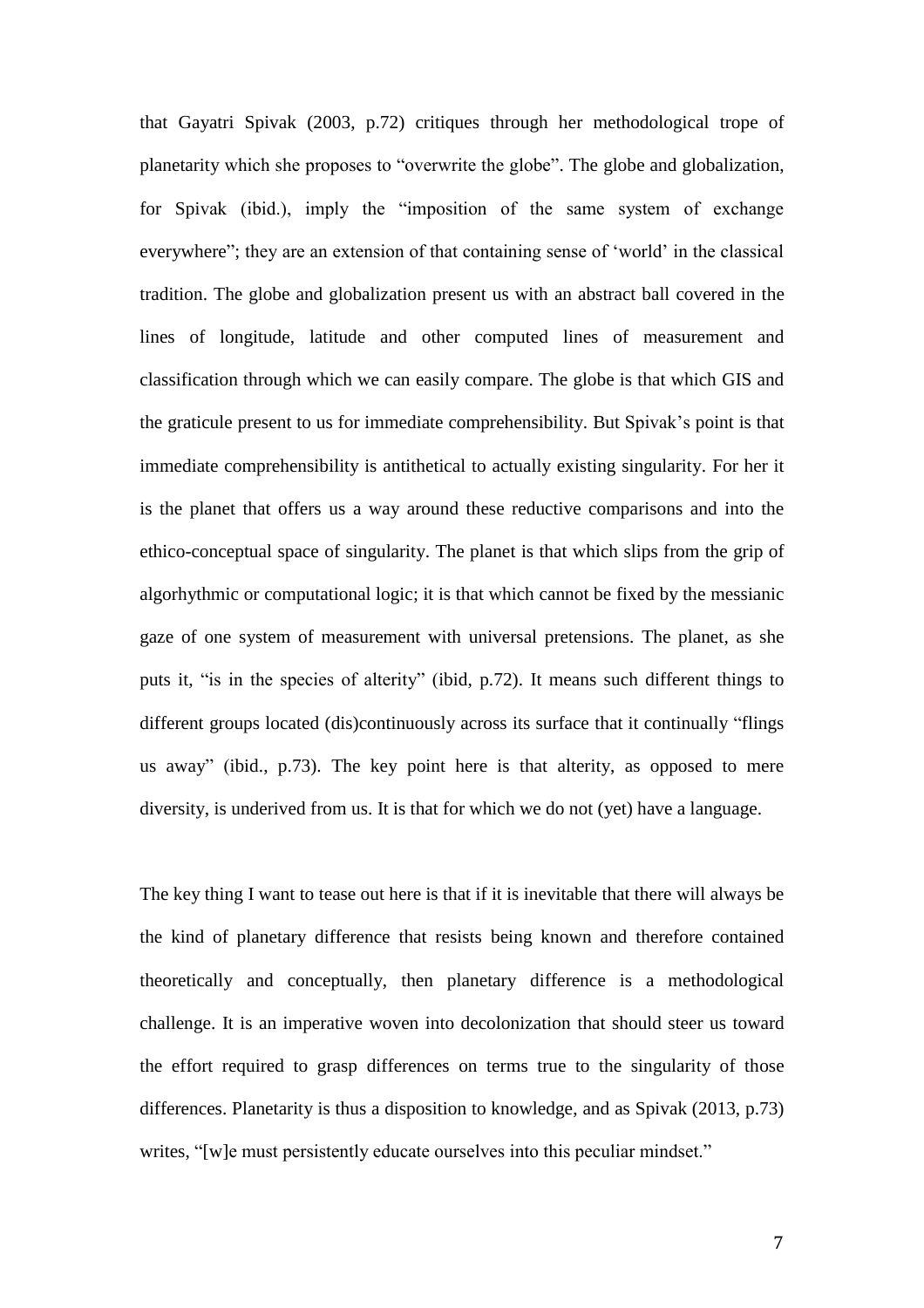that Gayatri Spivak (2003, p.72) critiques through her methodological trope of planetarity which she proposes to "overwrite the globe". The globe and globalization, for Spivak (ibid.), imply the "imposition of the same system of exchange everywhere"; they are an extension of that containing sense of 'world' in the classical tradition. The globe and globalization present us with an abstract ball covered in the lines of longitude, latitude and other computed lines of measurement and classification through which we can easily compare. The globe is that which GIS and the graticule present to us for immediate comprehensibility. But Spivak's point is that immediate comprehensibility is antithetical to actually existing singularity. For her it is the planet that offers us a way around these reductive comparisons and into the ethico-conceptual space of singularity. The planet is that which slips from the grip of algorhythmic or computational logic; it is that which cannot be fixed by the messianic gaze of one system of measurement with universal pretensions. The planet, as she puts it, "is in the species of alterity" (ibid, p.72). It means such different things to different groups located (dis)continuously across its surface that it continually "flings us away" (ibid., p.73). The key point here is that alterity, as opposed to mere diversity, is underived from us. It is that for which we do not (yet) have a language.

The key thing I want to tease out here is that if it is inevitable that there will always be the kind of planetary difference that resists being known and therefore contained theoretically and conceptually, then planetary difference is a methodological challenge. It is an imperative woven into decolonization that should steer us toward the effort required to grasp differences on terms true to the singularity of those differences. Planetarity is thus a disposition to knowledge, and as Spivak (2013, p.73) writes, "[w]e must persistently educate ourselves into this peculiar mindset."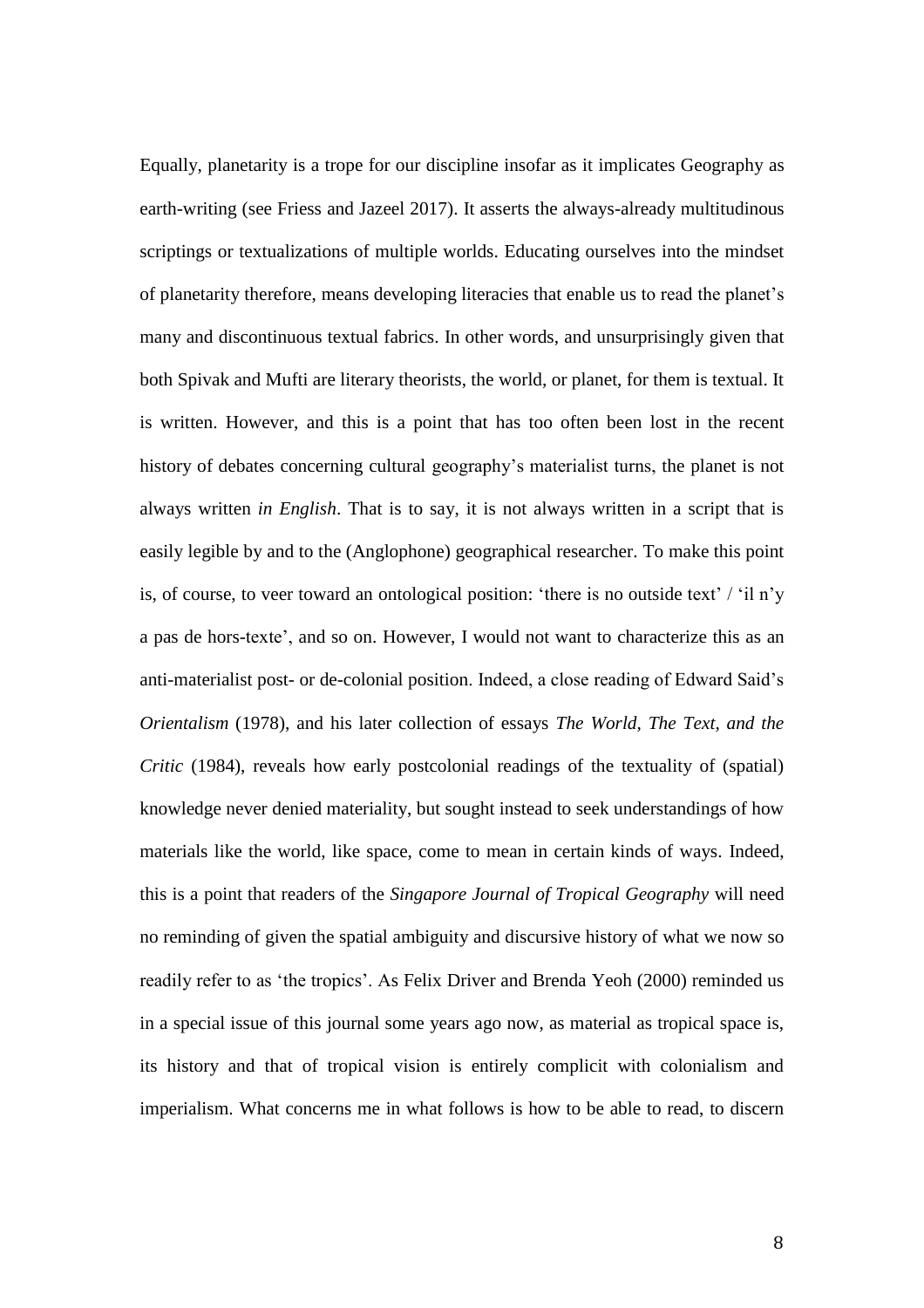Equally, planetarity is a trope for our discipline insofar as it implicates Geography as earth-writing (see Friess and Jazeel 2017). It asserts the always-already multitudinous scriptings or textualizations of multiple worlds. Educating ourselves into the mindset of planetarity therefore, means developing literacies that enable us to read the planet's many and discontinuous textual fabrics. In other words, and unsurprisingly given that both Spivak and Mufti are literary theorists, the world, or planet, for them is textual. It is written. However, and this is a point that has too often been lost in the recent history of debates concerning cultural geography's materialist turns, the planet is not always written *in English*. That is to say, it is not always written in a script that is easily legible by and to the (Anglophone) geographical researcher. To make this point is, of course, to veer toward an ontological position: 'there is no outside text' / 'il n'y a pas de hors-texte', and so on. However, I would not want to characterize this as an anti-materialist post- or de-colonial position. Indeed, a close reading of Edward Said's *Orientalism* (1978), and his later collection of essays *The World, The Text, and the Critic* (1984), reveals how early postcolonial readings of the textuality of (spatial) knowledge never denied materiality, but sought instead to seek understandings of how materials like the world, like space, come to mean in certain kinds of ways. Indeed, this is a point that readers of the *Singapore Journal of Tropical Geography* will need no reminding of given the spatial ambiguity and discursive history of what we now so readily refer to as 'the tropics'. As Felix Driver and Brenda Yeoh (2000) reminded us in a special issue of this journal some years ago now, as material as tropical space is, its history and that of tropical vision is entirely complicit with colonialism and imperialism. What concerns me in what follows is how to be able to read, to discern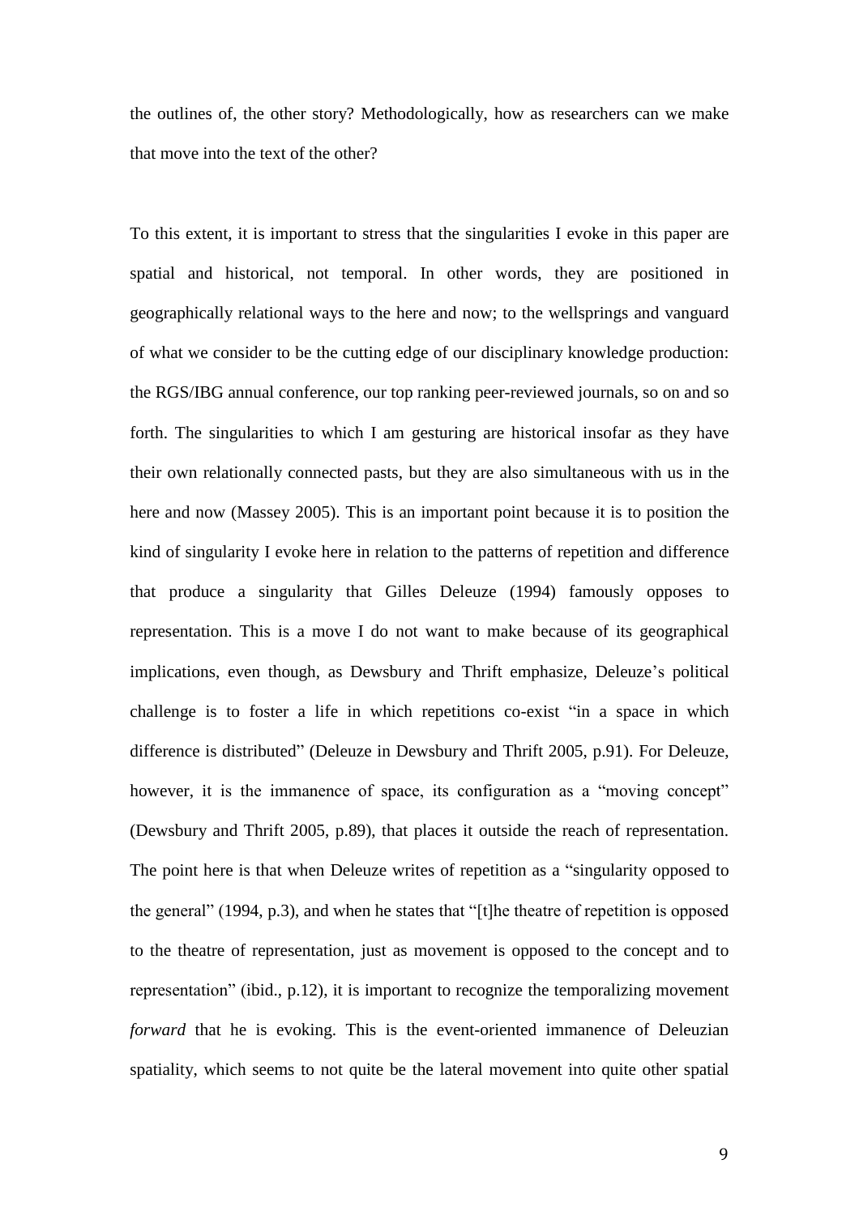the outlines of, the other story? Methodologically, how as researchers can we make that move into the text of the other?

To this extent, it is important to stress that the singularities I evoke in this paper are spatial and historical, not temporal. In other words, they are positioned in geographically relational ways to the here and now; to the wellsprings and vanguard of what we consider to be the cutting edge of our disciplinary knowledge production: the RGS/IBG annual conference, our top ranking peer-reviewed journals, so on and so forth. The singularities to which I am gesturing are historical insofar as they have their own relationally connected pasts, but they are also simultaneous with us in the here and now (Massey 2005). This is an important point because it is to position the kind of singularity I evoke here in relation to the patterns of repetition and difference that produce a singularity that Gilles Deleuze (1994) famously opposes to representation. This is a move I do not want to make because of its geographical implications, even though, as Dewsbury and Thrift emphasize, Deleuze's political challenge is to foster a life in which repetitions co-exist "in a space in which difference is distributed" (Deleuze in Dewsbury and Thrift 2005, p.91). For Deleuze, however, it is the immanence of space, its configuration as a "moving concept" (Dewsbury and Thrift 2005, p.89), that places it outside the reach of representation. The point here is that when Deleuze writes of repetition as a "singularity opposed to the general" (1994, p.3), and when he states that "[t]he theatre of repetition is opposed to the theatre of representation, just as movement is opposed to the concept and to representation" (ibid., p.12), it is important to recognize the temporalizing movement *forward* that he is evoking. This is the event-oriented immanence of Deleuzian spatiality, which seems to not quite be the lateral movement into quite other spatial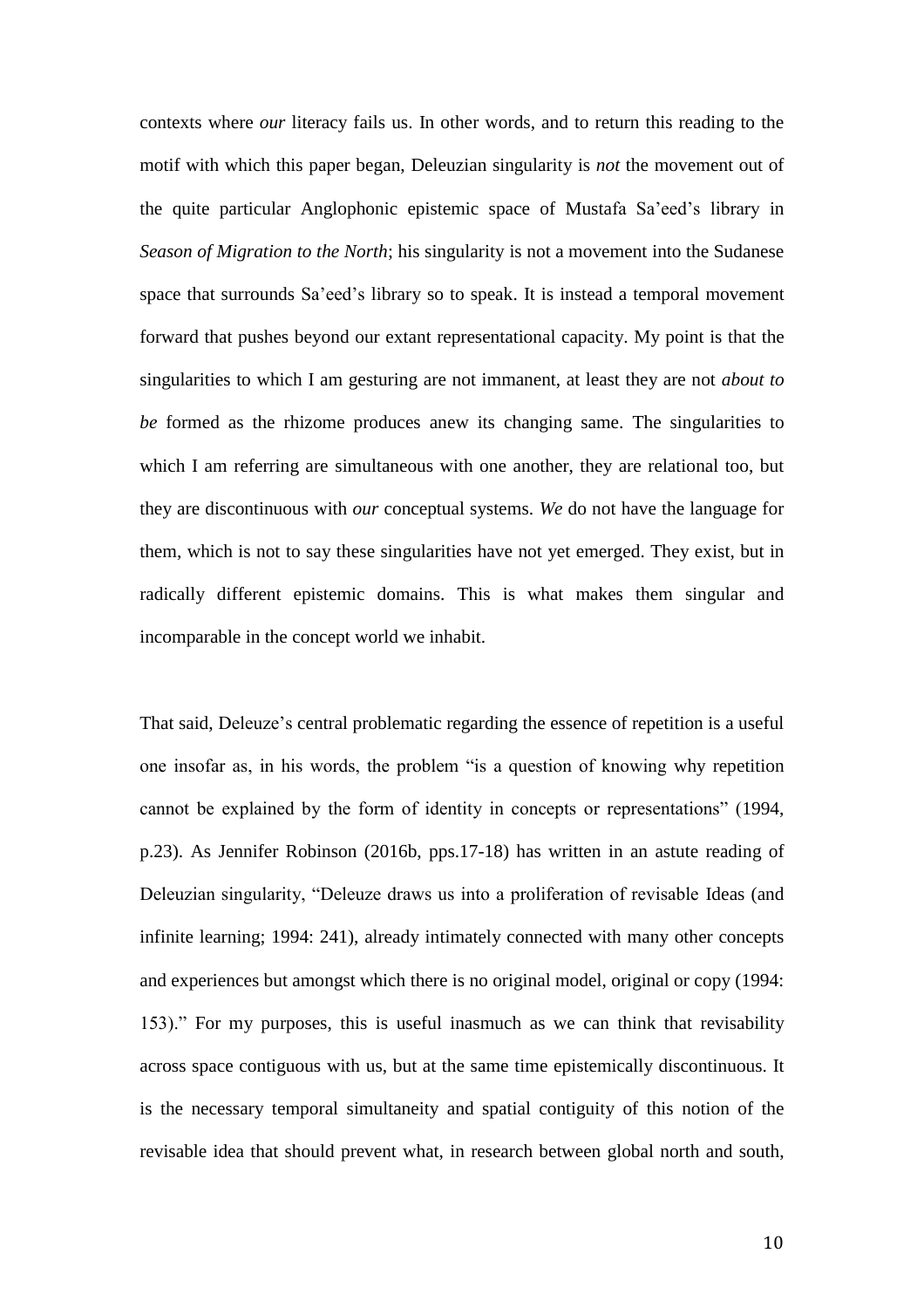contexts where *our* literacy fails us. In other words, and to return this reading to the motif with which this paper began, Deleuzian singularity is *not* the movement out of the quite particular Anglophonic epistemic space of Mustafa Sa'eed's library in *Season of Migration to the North*; his singularity is not a movement into the Sudanese space that surrounds Sa'eed's library so to speak. It is instead a temporal movement forward that pushes beyond our extant representational capacity. My point is that the singularities to which I am gesturing are not immanent, at least they are not *about to be* formed as the rhizome produces anew its changing same. The singularities to which I am referring are simultaneous with one another, they are relational too, but they are discontinuous with *our* conceptual systems. *We* do not have the language for them, which is not to say these singularities have not yet emerged. They exist, but in radically different epistemic domains. This is what makes them singular and incomparable in the concept world we inhabit.

That said, Deleuze's central problematic regarding the essence of repetition is a useful one insofar as, in his words, the problem "is a question of knowing why repetition cannot be explained by the form of identity in concepts or representations" (1994, p.23). As Jennifer Robinson (2016b, pps.17-18) has written in an astute reading of Deleuzian singularity, "Deleuze draws us into a proliferation of revisable Ideas (and infinite learning; 1994: 241), already intimately connected with many other concepts and experiences but amongst which there is no original model, original or copy (1994: 153)." For my purposes, this is useful inasmuch as we can think that revisability across space contiguous with us, but at the same time epistemically discontinuous. It is the necessary temporal simultaneity and spatial contiguity of this notion of the revisable idea that should prevent what, in research between global north and south,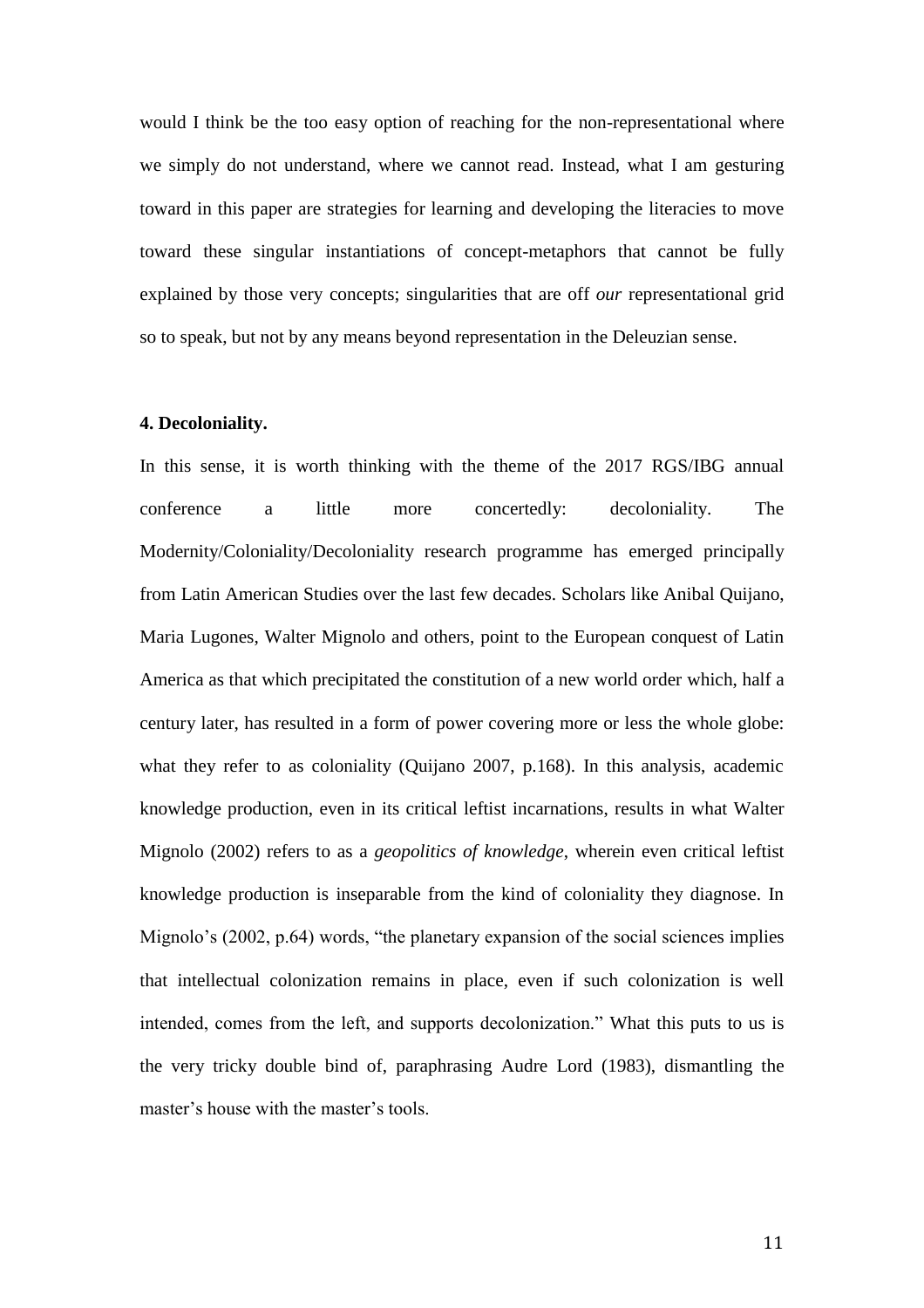would I think be the too easy option of reaching for the non-representational where we simply do not understand, where we cannot read. Instead, what I am gesturing toward in this paper are strategies for learning and developing the literacies to move toward these singular instantiations of concept-metaphors that cannot be fully explained by those very concepts; singularities that are off *our* representational grid so to speak, but not by any means beyond representation in the Deleuzian sense.

**4. Decoloniality.**

In this sense, it is worth thinking with the theme of the 2017 RGS/IBG annual conference a little more concertedly: decoloniality. The Modernity/Coloniality/Decoloniality research programme has emerged principally from Latin American Studies over the last few decades. Scholars like Anibal Quijano, Maria Lugones, Walter Mignolo and others, point to the European conquest of Latin America as that which precipitated the constitution of a new world order which, half a century later, has resulted in a form of power covering more or less the whole globe: what they refer to as coloniality (Quijano 2007, p.168). In this analysis, academic knowledge production, even in its critical leftist incarnations, results in what Walter Mignolo (2002) refers to as a *geopolitics of knowledge*, wherein even critical leftist knowledge production is inseparable from the kind of coloniality they diagnose. In Mignolo's (2002, p.64) words, "the planetary expansion of the social sciences implies that intellectual colonization remains in place, even if such colonization is well intended, comes from the left, and supports decolonization." What this puts to us is the very tricky double bind of, paraphrasing Audre Lord (1983), dismantling the master's house with the master's tools.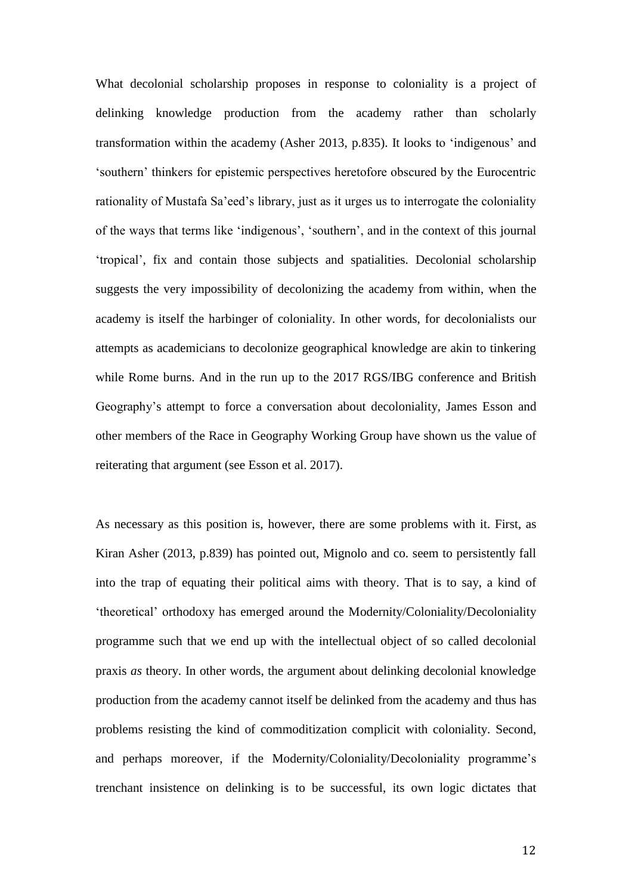What decolonial scholarship proposes in response to coloniality is a project of delinking knowledge production from the academy rather than scholarly transformation within the academy (Asher 2013, p.835). It looks to 'indigenous' and 'southern' thinkers for epistemic perspectives heretofore obscured by the Eurocentric rationality of Mustafa Sa'eed's library, just as it urges us to interrogate the coloniality of the ways that terms like 'indigenous', 'southern', and in the context of this journal 'tropical', fix and contain those subjects and spatialities. Decolonial scholarship suggests the very impossibility of decolonizing the academy from within, when the academy is itself the harbinger of coloniality. In other words, for decolonialists our attempts as academicians to decolonize geographical knowledge are akin to tinkering while Rome burns. And in the run up to the 2017 RGS/IBG conference and British Geography's attempt to force a conversation about decoloniality, James Esson and other members of the Race in Geography Working Group have shown us the value of reiterating that argument (see Esson et al. 2017).

As necessary as this position is, however, there are some problems with it. First, as Kiran Asher (2013, p.839) has pointed out, Mignolo and co. seem to persistently fall into the trap of equating their political aims with theory. That is to say, a kind of 'theoretical' orthodoxy has emerged around the Modernity/Coloniality/Decoloniality programme such that we end up with the intellectual object of so called decolonial praxis *as* theory. In other words, the argument about delinking decolonial knowledge production from the academy cannot itself be delinked from the academy and thus has problems resisting the kind of commoditization complicit with coloniality. Second, and perhaps moreover, if the Modernity/Coloniality/Decoloniality programme's trenchant insistence on delinking is to be successful, its own logic dictates that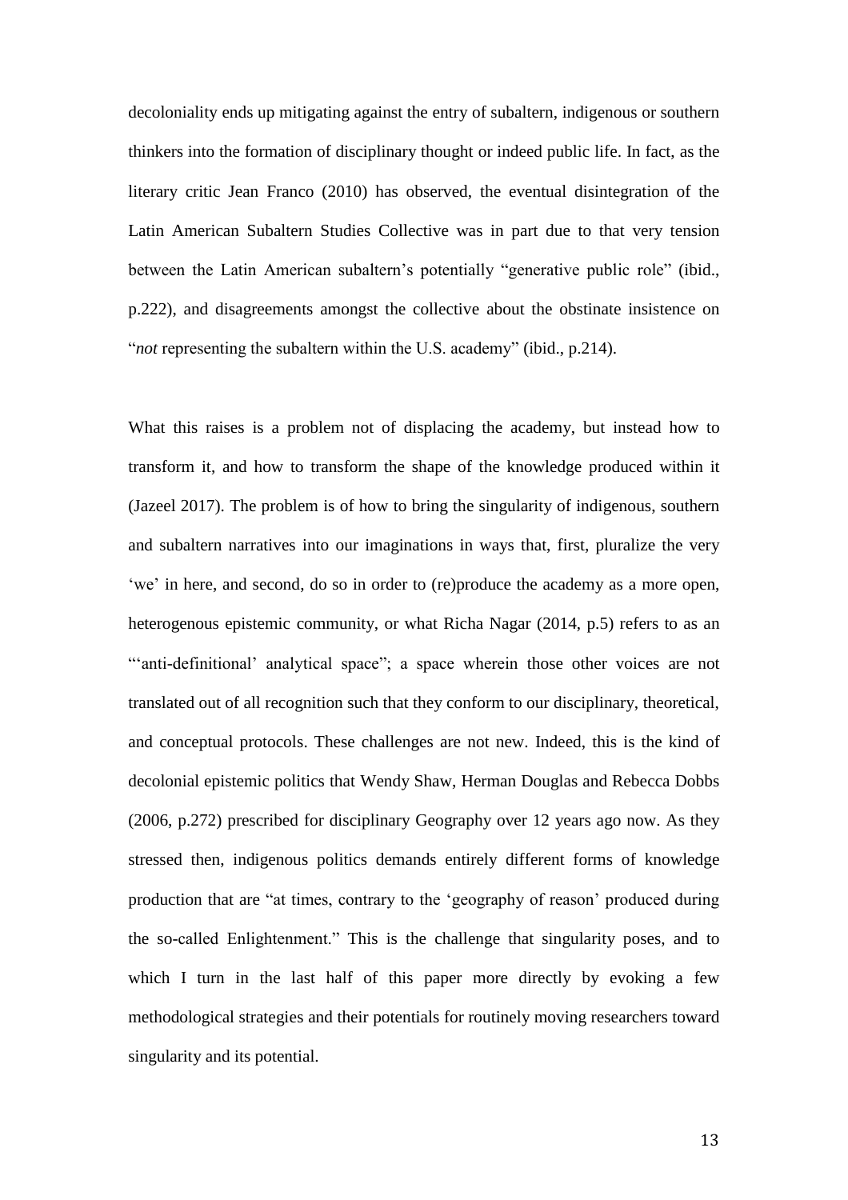decoloniality ends up mitigating against the entry of subaltern, indigenous or southern thinkers into the formation of disciplinary thought or indeed public life. In fact, as the literary critic Jean Franco (2010) has observed, the eventual disintegration of the Latin American Subaltern Studies Collective was in part due to that very tension between the Latin American subaltern's potentially "generative public role" (ibid., p.222), and disagreements amongst the collective about the obstinate insistence on "*not* representing the subaltern within the U.S. academy" (ibid., p.214).

What this raises is a problem not of displacing the academy, but instead how to transform it, and how to transform the shape of the knowledge produced within it (Jazeel 2017). The problem is of how to bring the singularity of indigenous, southern and subaltern narratives into our imaginations in ways that, first, pluralize the very 'we' in here, and second, do so in order to (re)produce the academy as a more open, heterogenous epistemic community, or what Richa Nagar (2014, p.5) refers to as an "'anti-definitional' analytical space"; a space wherein those other voices are not translated out of all recognition such that they conform to our disciplinary, theoretical, and conceptual protocols. These challenges are not new. Indeed, this is the kind of decolonial epistemic politics that Wendy Shaw, Herman Douglas and Rebecca Dobbs (2006, p.272) prescribed for disciplinary Geography over 12 years ago now. As they stressed then, indigenous politics demands entirely different forms of knowledge production that are "at times, contrary to the 'geography of reason' produced during the so-called Enlightenment." This is the challenge that singularity poses, and to which I turn in the last half of this paper more directly by evoking a few methodological strategies and their potentials for routinely moving researchers toward singularity and its potential.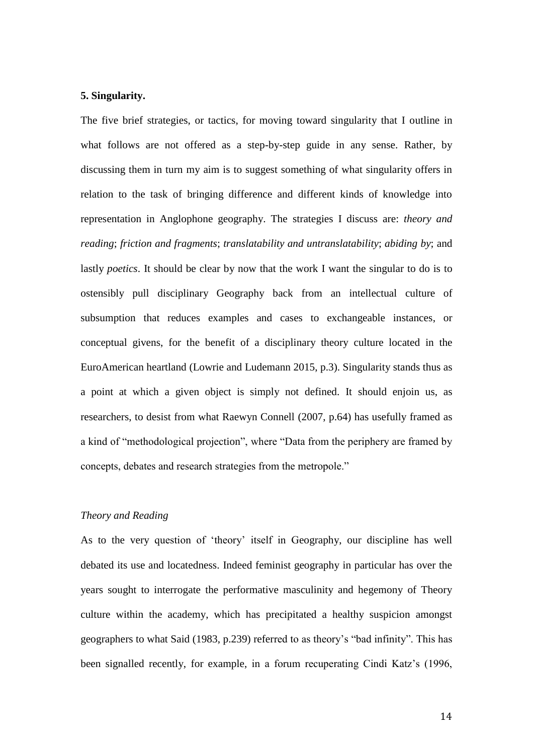**5. Singularity.**

The five brief strategies, or tactics, for moving toward singularity that I outline in what follows are not offered as a step-by-step guide in any sense. Rather, by discussing them in turn my aim is to suggest something of what singularity offers in relation to the task of bringing difference and different kinds of knowledge into representation in Anglophone geography. The strategies I discuss are: *theory and reading*; *friction and fragments*; *translatability and untranslatability*; *abiding by*; and lastly *poetics*. It should be clear by now that the work I want the singular to do is to ostensibly pull disciplinary Geography back from an intellectual culture of subsumption that reduces examples and cases to exchangeable instances, or conceptual givens, for the benefit of a disciplinary theory culture located in the EuroAmerican heartland (Lowrie and Ludemann 2015, p.3). Singularity stands thus as a point at which a given object is simply not defined. It should enjoin us, as researchers, to desist from what Raewyn Connell (2007, p.64) has usefully framed as a kind of "methodological projection", where "Data from the periphery are framed by concepts, debates and research strategies from the metropole."

*Theory and Reading*

As to the very question of 'theory' itself in Geography, our discipline has well debated its use and locatedness. Indeed feminist geography in particular has over the years sought to interrogate the performative masculinity and hegemony of Theory culture within the academy, which has precipitated a healthy suspicion amongst geographers to what Said (1983, p.239) referred to as theory's "bad infinity". This has been signalled recently, for example, in a forum recuperating Cindi Katz's (1996,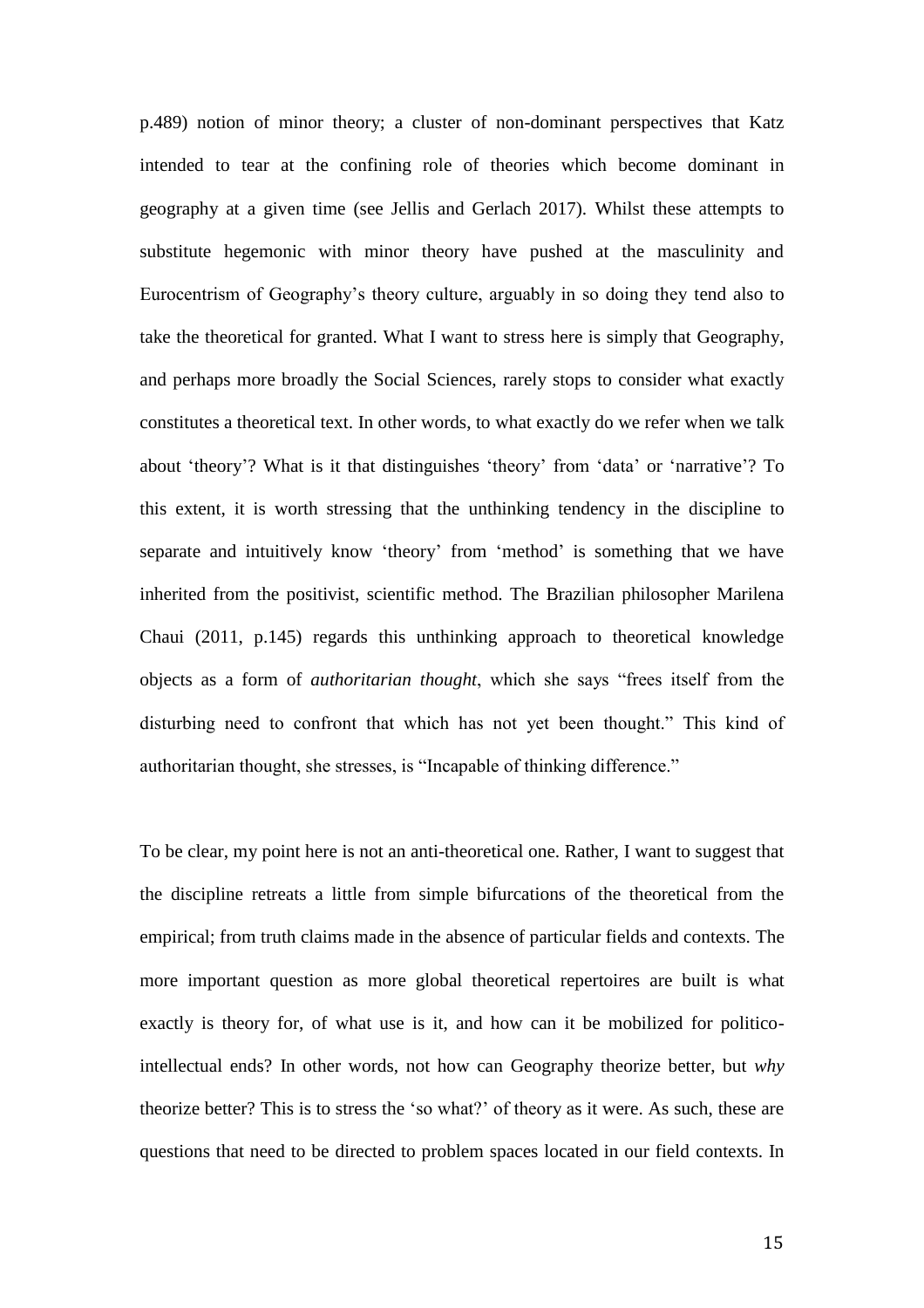p.489) notion of minor theory; a cluster of non-dominant perspectives that Katz intended to tear at the confining role of theories which become dominant in geography at a given time (see Jellis and Gerlach 2017). Whilst these attempts to substitute hegemonic with minor theory have pushed at the masculinity and Eurocentrism of Geography's theory culture, arguably in so doing they tend also to take the theoretical for granted. What I want to stress here is simply that Geography, and perhaps more broadly the Social Sciences, rarely stops to consider what exactly constitutes a theoretical text. In other words, to what exactly do we refer when we talk about 'theory'? What is it that distinguishes 'theory' from 'data' or 'narrative'? To this extent, it is worth stressing that the unthinking tendency in the discipline to separate and intuitively know 'theory' from 'method' is something that we have inherited from the positivist, scientific method. The Brazilian philosopher Marilena Chaui (2011, p.145) regards this unthinking approach to theoretical knowledge objects as a form of *authoritarian thought*, which she says "frees itself from the disturbing need to confront that which has not yet been thought." This kind of authoritarian thought, she stresses, is "Incapable of thinking difference."

To be clear, my point here is not an anti-theoretical one. Rather, I want to suggest that the discipline retreats a little from simple bifurcations of the theoretical from the empirical; from truth claims made in the absence of particular fields and contexts. The more important question as more global theoretical repertoires are built is what exactly is theory for, of what use is it, and how can it be mobilized for politico-intellectual ends? In other words, not how can Geography theorize better, but *why* theorize better? This is to stress the 'so what?' of theory as it were. As such, these are questions that need to be directed to problem spaces located in our field contexts. In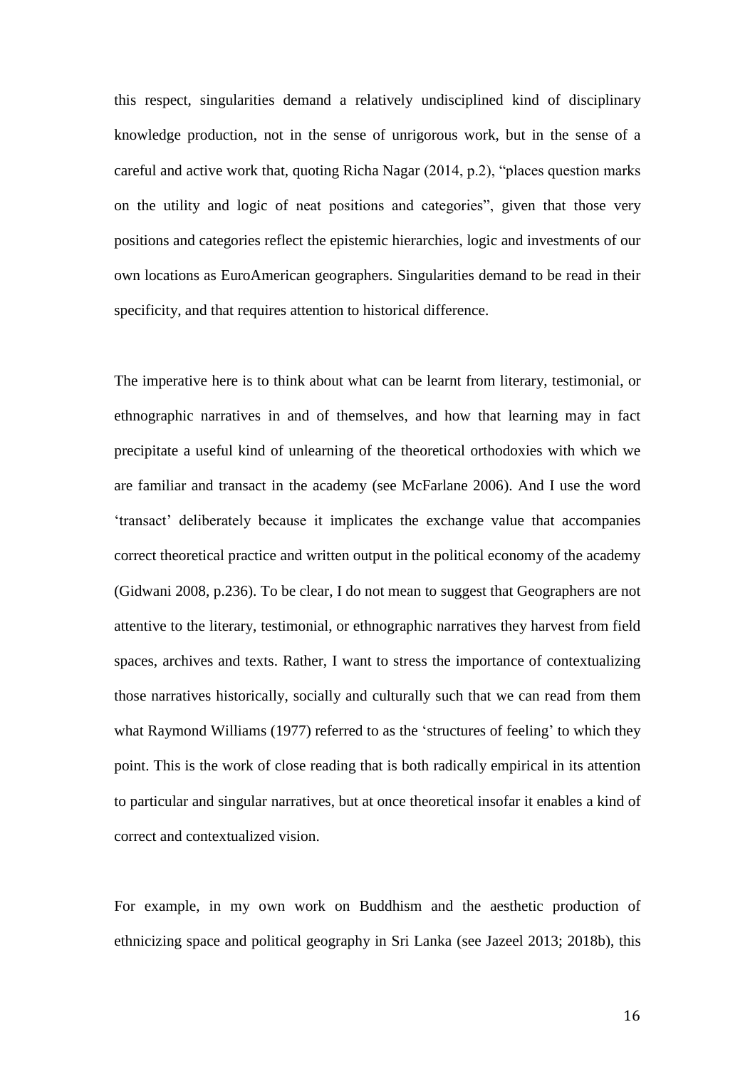this respect, singularities demand a relatively undisciplined kind of disciplinary knowledge production, not in the sense of unrigorous work, but in the sense of a careful and active work that, quoting Richa Nagar (2014, p.2), "places question marks on the utility and logic of neat positions and categories", given that those very positions and categories reflect the epistemic hierarchies, logic and investments of our own locations as EuroAmerican geographers. Singularities demand to be read in their specificity, and that requires attention to historical difference.

The imperative here is to think about what can be learnt from literary, testimonial, or ethnographic narratives in and of themselves, and how that learning may in fact precipitate a useful kind of unlearning of the theoretical orthodoxies with which we are familiar and transact in the academy (see McFarlane 2006). And I use the word 'transact' deliberately because it implicates the exchange value that accompanies correct theoretical practice and written output in the political economy of the academy (Gidwani 2008, p.236). To be clear, I do not mean to suggest that Geographers are not attentive to the literary, testimonial, or ethnographic narratives they harvest from field spaces, archives and texts. Rather, I want to stress the importance of contextualizing those narratives historically, socially and culturally such that we can read from them what Raymond Williams (1977) referred to as the 'structures of feeling' to which they point. This is the work of close reading that is both radically empirical in its attention to particular and singular narratives, but at once theoretical insofar it enables a kind of correct and contextualized vision.

For example, in my own work on Buddhism and the aesthetic production of ethnicizing space and political geography in Sri Lanka (see Jazeel 2013; 2018b), this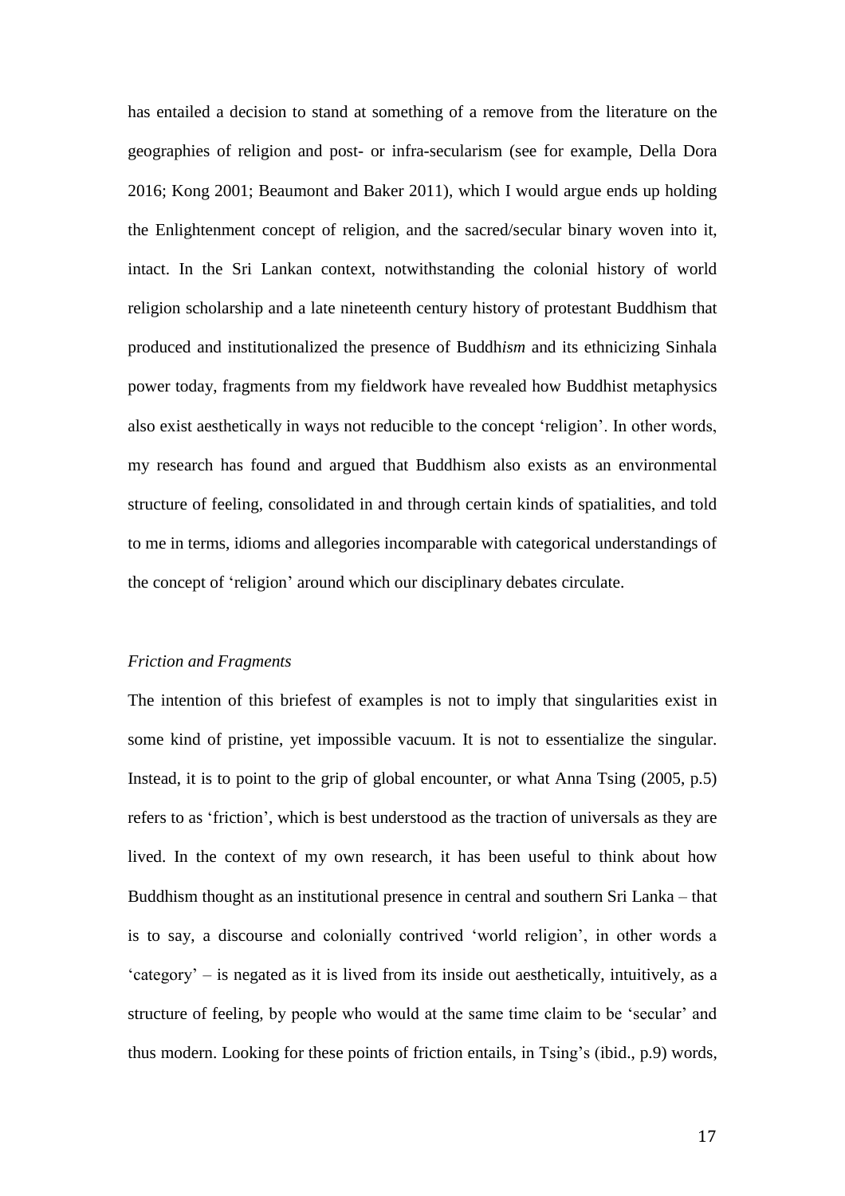has entailed a decision to stand at something of a remove from the literature on the geographies of religion and post- or infra-secularism (see for example, Della Dora 2016; Kong 2001; Beaumont and Baker 2011), which I would argue ends up holding the Enlightenment concept of religion, and the sacred/secular binary woven into it, intact. In the Sri Lankan context, notwithstanding the colonial history of world religion scholarship and a late nineteenth century history of protestant Buddhism that produced and institutionalized the presence of Buddh*ism* and its ethnicizing Sinhala power today, fragments from my fieldwork have revealed how Buddhist metaphysics also exist aesthetically in ways not reducible to the concept 'religion'. In other words, my research has found and argued that Buddhism also exists as an environmental structure of feeling, consolidated in and through certain kinds of spatialities, and told to me in terms, idioms and allegories incomparable with categorical understandings of the concept of 'religion' around which our disciplinary debates circulate.

*Friction and Fragments*

The intention of this briefest of examples is not to imply that singularities exist in some kind of pristine, yet impossible vacuum. It is not to essentialize the singular. Instead, it is to point to the grip of global encounter, or what Anna Tsing (2005, p.5) refers to as 'friction', which is best understood as the traction of universals as they are lived. In the context of my own research, it has been useful to think about how Buddhism thought as an institutional presence in central and southern Sri Lanka – that is to say, a discourse and colonially contrived 'world religion', in other words a 'category' – is negated as it is lived from its inside out aesthetically, intuitively, as a structure of feeling, by people who would at the same time claim to be 'secular' and thus modern. Looking for these points of friction entails, in Tsing's (ibid., p.9) words,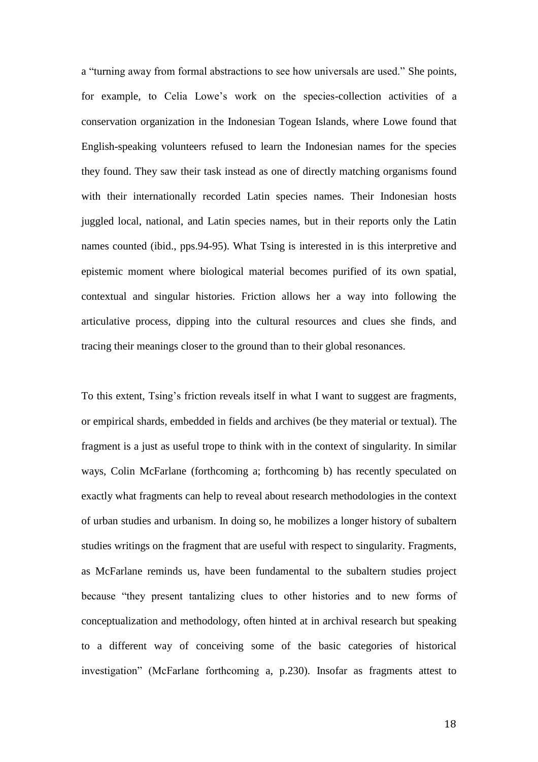a "turning away from formal abstractions to see how universals are used." She points, for example, to Celia Lowe's work on the species-collection activities of a conservation organization in the Indonesian Togean Islands, where Lowe found that English-speaking volunteers refused to learn the Indonesian names for the species they found. They saw their task instead as one of directly matching organisms found with their internationally recorded Latin species names. Their Indonesian hosts juggled local, national, and Latin species names, but in their reports only the Latin names counted (ibid., pps.94-95). What Tsing is interested in is this interpretive and epistemic moment where biological material becomes purified of its own spatial, contextual and singular histories. Friction allows her a way into following the articulative process, dipping into the cultural resources and clues she finds, and tracing their meanings closer to the ground than to their global resonances.

To this extent, Tsing's friction reveals itself in what I want to suggest are fragments, or empirical shards, embedded in fields and archives (be they material or textual). The fragment is a just as useful trope to think with in the context of singularity. In similar ways, Colin McFarlane (forthcoming a; forthcoming b) has recently speculated on exactly what fragments can help to reveal about research methodologies in the context of urban studies and urbanism. In doing so, he mobilizes a longer history of subaltern studies writings on the fragment that are useful with respect to singularity. Fragments, as McFarlane reminds us, have been fundamental to the subaltern studies project because "they present tantalizing clues to other histories and to new forms of conceptualization and methodology, often hinted at in archival research but speaking to a different way of conceiving some of the basic categories of historical investigation" (McFarlane forthcoming a, p.230). Insofar as fragments attest to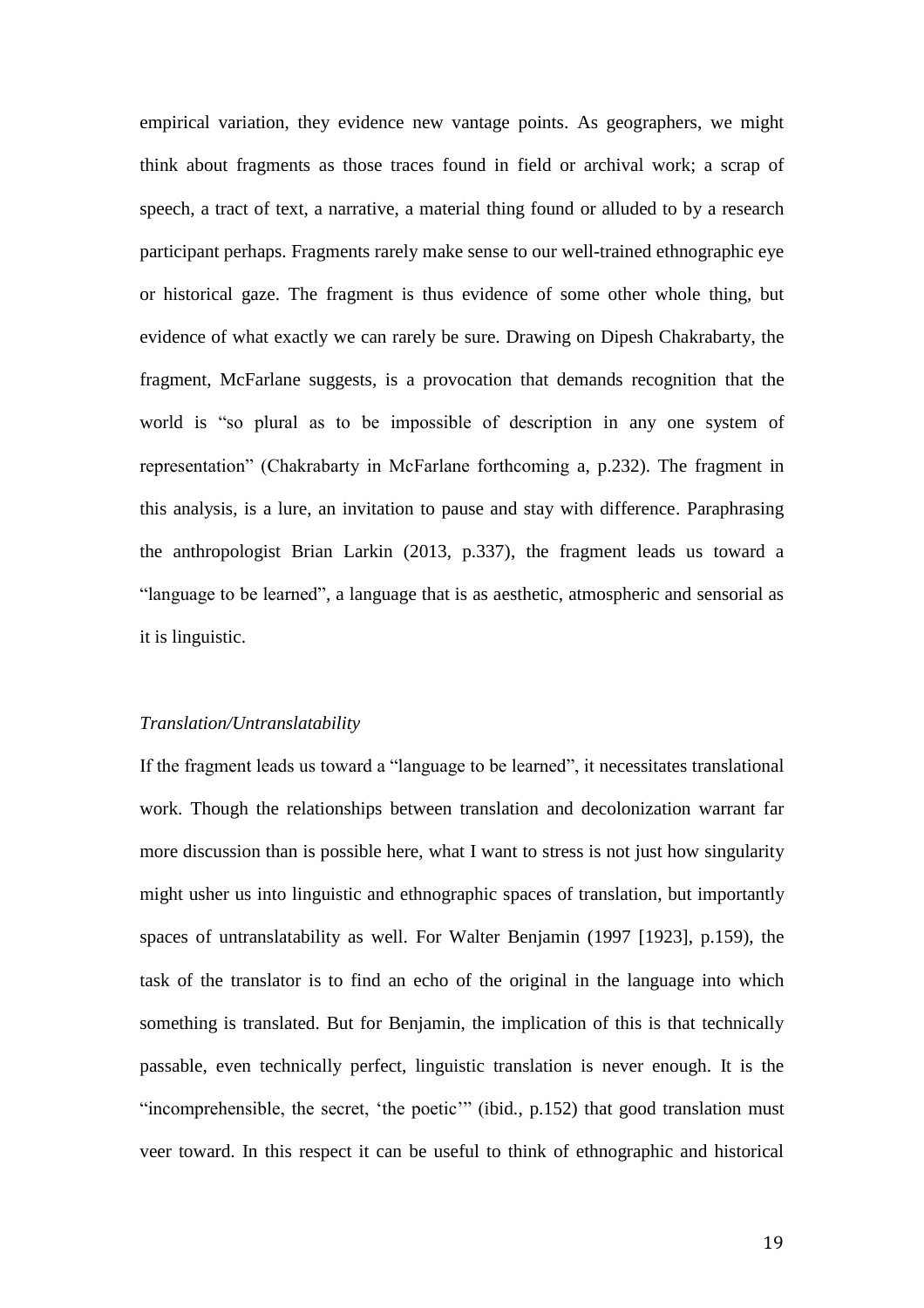empirical variation, they evidence new vantage points. As geographers, we might think about fragments as those traces found in field or archival work; a scrap of speech, a tract of text, a narrative, a material thing found or alluded to by a research participant perhaps. Fragments rarely make sense to our well-trained ethnographic eye or historical gaze. The fragment is thus evidence of some other whole thing, but evidence of what exactly we can rarely be sure. Drawing on Dipesh Chakrabarty, the fragment, McFarlane suggests, is a provocation that demands recognition that the world is "so plural as to be impossible of description in any one system of representation" (Chakrabarty in McFarlane forthcoming a, p.232). The fragment in this analysis, is a lure, an invitation to pause and stay with difference. Paraphrasing the anthropologist Brian Larkin (2013, p.337), the fragment leads us toward a "language to be learned", a language that is as aesthetic, atmospheric and sensorial as it is linguistic.

*Translation/Untranslatability*

If the fragment leads us toward a "language to be learned", it necessitates translational work. Though the relationships between translation and decolonization warrant far more discussion than is possible here, what I want to stress is not just how singularity might usher us into linguistic and ethnographic spaces of translation, but importantly spaces of untranslatability as well. For Walter Benjamin (1997 [1923], p.159), the task of the translator is to find an echo of the original in the language into which something is translated. But for Benjamin, the implication of this is that technically passable, even technically perfect, linguistic translation is never enough. It is the "incomprehensible, the secret, 'the poetic'" (ibid., p.152) that good translation must veer toward. In this respect it can be useful to think of ethnographic and historical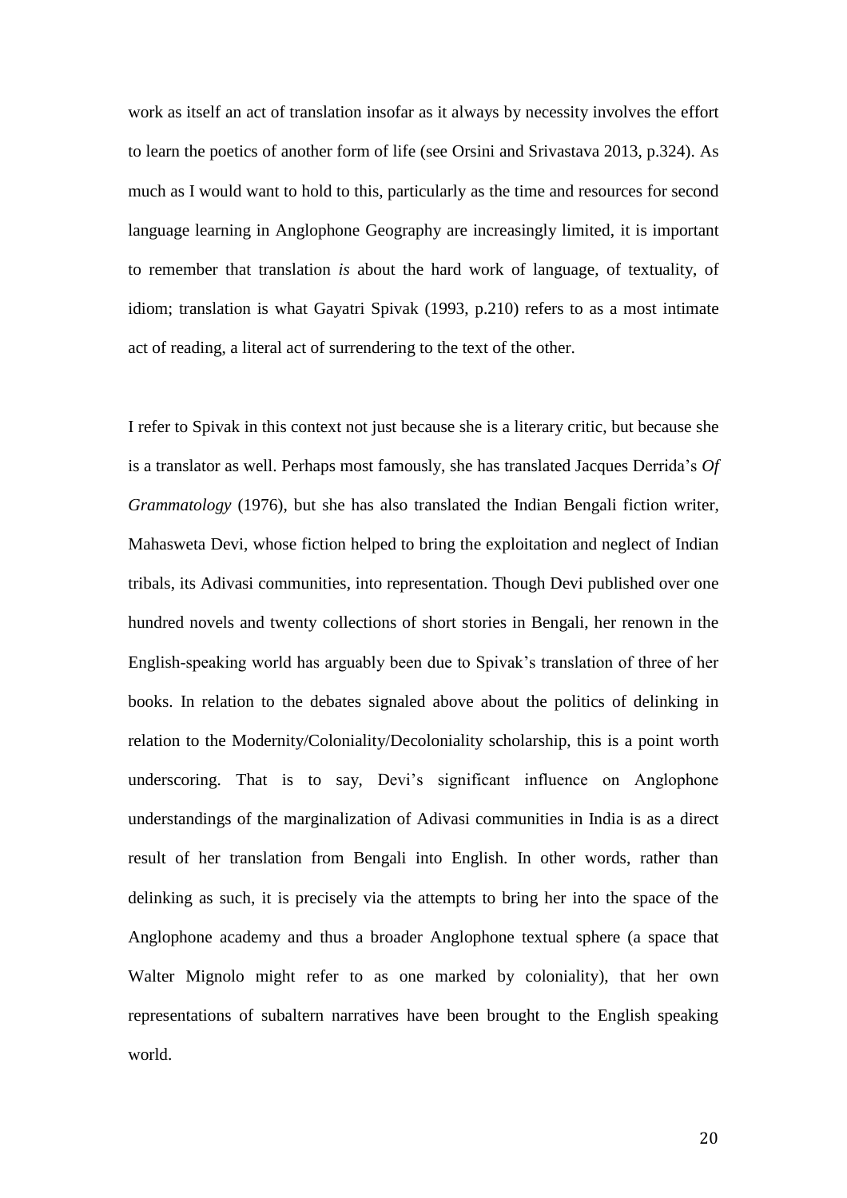work as itself an act of translation insofar as it always by necessity involves the effort to learn the poetics of another form of life (see Orsini and Srivastava 2013, p.324). As much as I would want to hold to this, particularly as the time and resources for second language learning in Anglophone Geography are increasingly limited, it is important to remember that translation *is* about the hard work of language, of textuality, of idiom; translation is what Gayatri Spivak (1993, p.210) refers to as a most intimate act of reading, a literal act of surrendering to the text of the other.

I refer to Spivak in this context not just because she is a literary critic, but because she is a translator as well. Perhaps most famously, she has translated Jacques Derrida's *Of Grammatology* (1976), but she has also translated the Indian Bengali fiction writer, Mahasweta Devi, whose fiction helped to bring the exploitation and neglect of Indian tribals, its Adivasi communities, into representation. Though Devi published over one hundred novels and twenty collections of short stories in Bengali, her renown in the English-speaking world has arguably been due to Spivak's translation of three of her books. In relation to the debates signaled above about the politics of delinking in relation to the Modernity/Coloniality/Decoloniality scholarship, this is a point worth underscoring. That is to say, Devi's significant influence on Anglophone understandings of the marginalization of Adivasi communities in India is as a direct result of her translation from Bengali into English. In other words, rather than delinking as such, it is precisely via the attempts to bring her into the space of the Anglophone academy and thus a broader Anglophone textual sphere (a space that Walter Mignolo might refer to as one marked by coloniality), that her own representations of subaltern narratives have been brought to the English speaking world.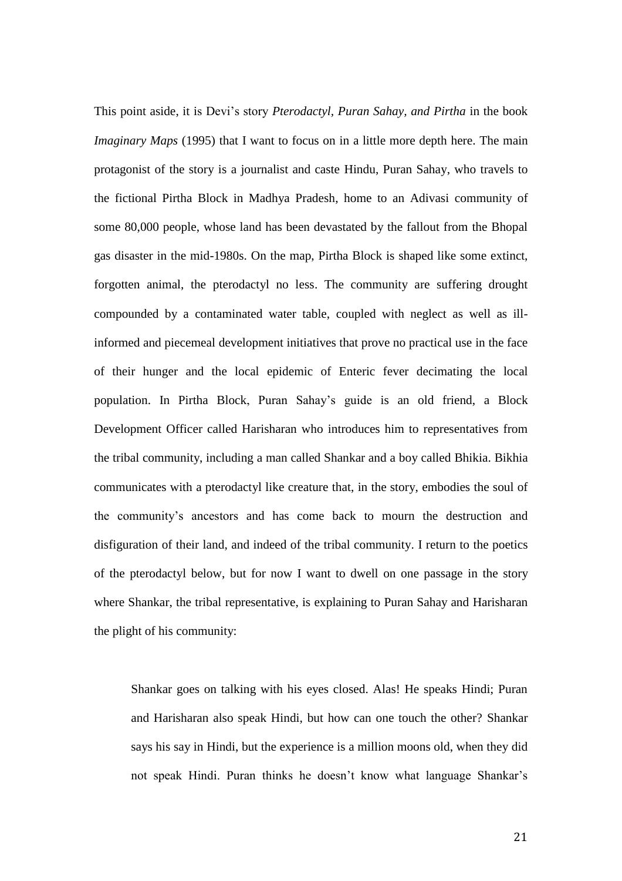This point aside, it is Devi's story *Pterodactyl, Puran Sahay, and Pirtha* in the book *Imaginary Maps* (1995) that I want to focus on in a little more depth here. The main protagonist of the story is a journalist and caste Hindu, Puran Sahay, who travels to the fictional Pirtha Block in Madhya Pradesh, home to an Adivasi community of some 80,000 people, whose land has been devastated by the fallout from the Bhopal gas disaster in the mid-1980s. On the map, Pirtha Block is shaped like some extinct, forgotten animal, the pterodactyl no less. The community are suffering drought compounded by a contaminated water table, coupled with neglect as well as ill-informed and piecemeal development initiatives that prove no practical use in the face of their hunger and the local epidemic of Enteric fever decimating the local population. In Pirtha Block, Puran Sahay's guide is an old friend, a Block Development Officer called Harisharan who introduces him to representatives from the tribal community, including a man called Shankar and a boy called Bhikia. Bikhia communicates with a pterodactyl like creature that, in the story, embodies the soul of the community's ancestors and has come back to mourn the destruction and disfiguration of their land, and indeed of the tribal community. I return to the poetics of the pterodactyl below, but for now I want to dwell on one passage in the story where Shankar, the tribal representative, is explaining to Puran Sahay and Harisharan the plight of his community:

> Shankar goes on talking with his eyes closed. Alas! He speaks Hindi; Puran and Harisharan also speak Hindi, but how can one touch the other? Shankar says his say in Hindi, but the experience is a million moons old, when they did not speak Hindi. Puran thinks he doesn't know what language Shankar's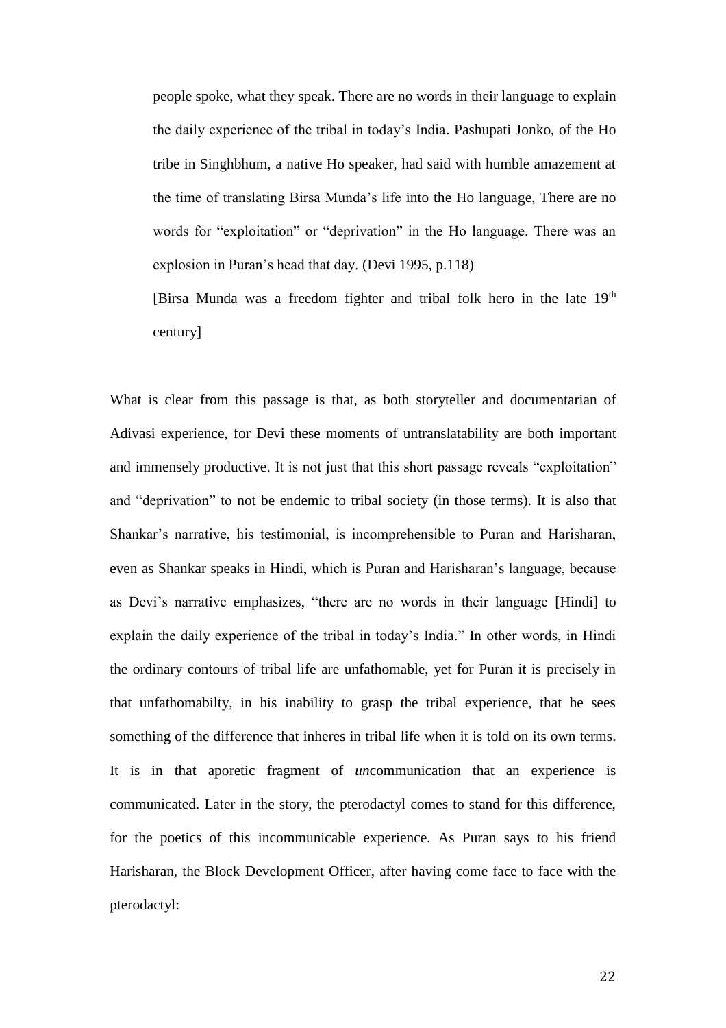> people spoke, what they speak. There are no words in their language to explain the daily experience of the tribal in today's India. Pashupati Jonko, of the Ho tribe in Singhbhum, a native Ho speaker, had said with humble amazement at the time of translating Birsa Munda's life into the Ho language, There are no words for "exploitation" or "deprivation" in the Ho language. There was an explosion in Puran's head that day. (Devi 1995, p.118)
>
> [Birsa Munda was a freedom fighter and tribal folk hero in the late 19th century]

What is clear from this passage is that, as both storyteller and documentarian of Adivasi experience, for Devi these moments of untranslatability are both important and immensely productive. It is not just that this short passage reveals "exploitation" and "deprivation" to not be endemic to tribal society (in those terms). It is also that Shankar's narrative, his testimonial, is incomprehensible to Puran and Harisharan, even as Shankar speaks in Hindi, which is Puran and Harisharan's language, because as Devi's narrative emphasizes, "there are no words in their language [Hindi] to explain the daily experience of the tribal in today's India." In other words, in Hindi the ordinary contours of tribal life are unfathomable, yet for Puran it is precisely in that unfathomabilty, in his inability to grasp the tribal experience, that he sees something of the difference that inheres in tribal life when it is told on its own terms. It is in that aporetic fragment of *un*communication that an experience is communicated. Later in the story, the pterodactyl comes to stand for this difference, for the poetics of this incommunicable experience. As Puran says to his friend Harisharan, the Block Development Officer, after having come face to face with the pterodactyl: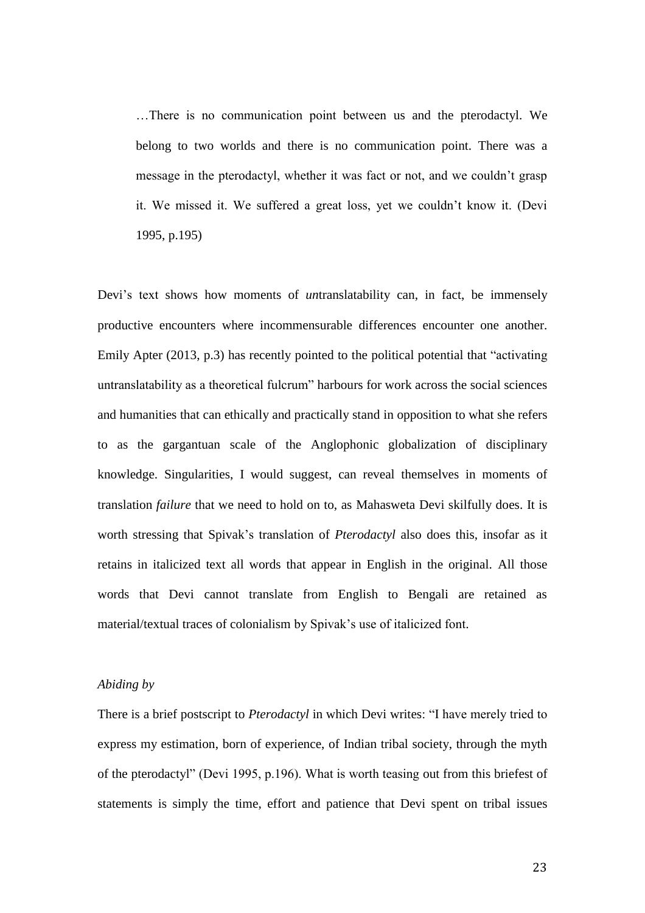> …There is no communication point between us and the pterodactyl. We belong to two worlds and there is no communication point. There was a message in the pterodactyl, whether it was fact or not, and we couldn't grasp it. We missed it. We suffered a great loss, yet we couldn't know it. (Devi 1995, p.195)

Devi's text shows how moments of *un*translatability can, in fact, be immensely productive encounters where incommensurable differences encounter one another. Emily Apter (2013, p.3) has recently pointed to the political potential that "activating untranslatability as a theoretical fulcrum" harbours for work across the social sciences and humanities that can ethically and practically stand in opposition to what she refers to as the gargantuan scale of the Anglophonic globalization of disciplinary knowledge. Singularities, I would suggest, can reveal themselves in moments of translation *failure* that we need to hold on to, as Mahasweta Devi skilfully does. It is worth stressing that Spivak's translation of *Pterodactyl* also does this, insofar as it retains in italicized text all words that appear in English in the original. All those words that Devi cannot translate from English to Bengali are retained as material/textual traces of colonialism by Spivak's use of italicized font.

*Abiding by*

There is a brief postscript to *Pterodactyl* in which Devi writes: "I have merely tried to express my estimation, born of experience, of Indian tribal society, through the myth of the pterodactyl" (Devi 1995, p.196). What is worth teasing out from this briefest of statements is simply the time, effort and patience that Devi spent on tribal issues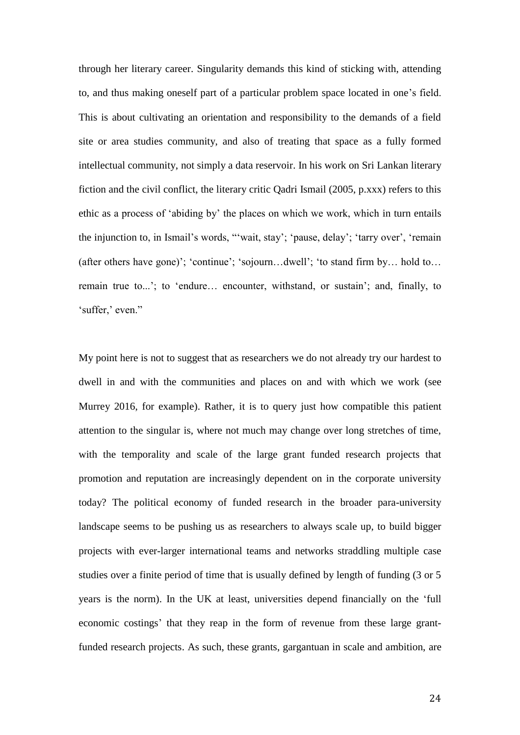through her literary career. Singularity demands this kind of sticking with, attending to, and thus making oneself part of a particular problem space located in one's field. This is about cultivating an orientation and responsibility to the demands of a field site or area studies community, and also of treating that space as a fully formed intellectual community, not simply a data reservoir. In his work on Sri Lankan literary fiction and the civil conflict, the literary critic Qadri Ismail (2005, p.xxx) refers to this ethic as a process of 'abiding by' the places on which we work, which in turn entails the injunction to, in Ismail's words, "'wait, stay'; 'pause, delay'; 'tarry over', 'remain (after others have gone)'; 'continue'; 'sojourn…dwell'; 'to stand firm by… hold to… remain true to...'; to 'endure… encounter, withstand, or sustain'; and, finally, to 'suffer,' even."

My point here is not to suggest that as researchers we do not already try our hardest to dwell in and with the communities and places on and with which we work (see Murrey 2016, for example). Rather, it is to query just how compatible this patient attention to the singular is, where not much may change over long stretches of time, with the temporality and scale of the large grant funded research projects that promotion and reputation are increasingly dependent on in the corporate university today? The political economy of funded research in the broader para-university landscape seems to be pushing us as researchers to always scale up, to build bigger projects with ever-larger international teams and networks straddling multiple case studies over a finite period of time that is usually defined by length of funding (3 or 5 years is the norm). In the UK at least, universities depend financially on the 'full economic costings' that they reap in the form of revenue from these large grant-funded research projects. As such, these grants, gargantuan in scale and ambition, are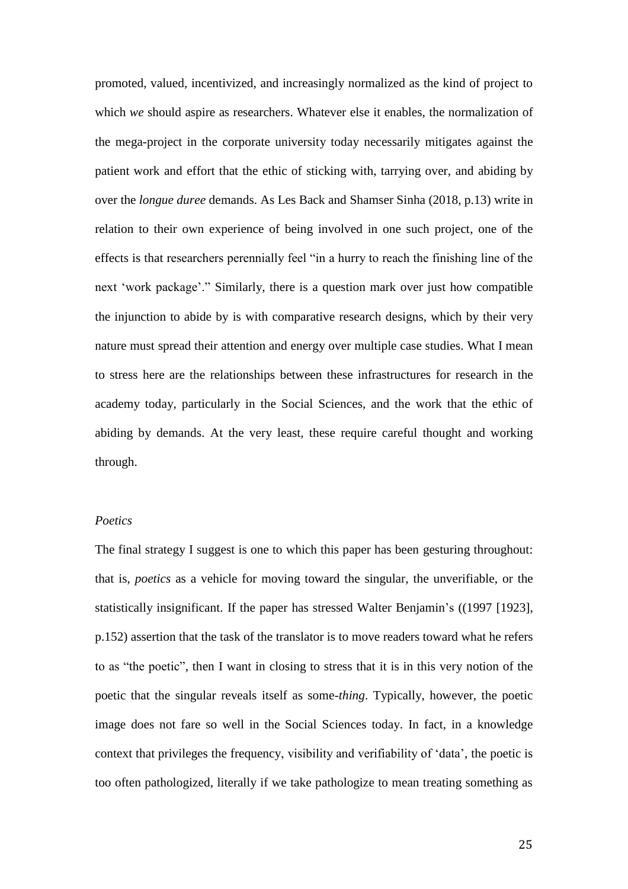promoted, valued, incentivized, and increasingly normalized as the kind of project to which *we* should aspire as researchers. Whatever else it enables, the normalization of the mega-project in the corporate university today necessarily mitigates against the patient work and effort that the ethic of sticking with, tarrying over, and abiding by over the *longue duree* demands. As Les Back and Shamser Sinha (2018, p.13) write in relation to their own experience of being involved in one such project, one of the effects is that researchers perennially feel "in a hurry to reach the finishing line of the next 'work package'." Similarly, there is a question mark over just how compatible the injunction to abide by is with comparative research designs, which by their very nature must spread their attention and energy over multiple case studies. What I mean to stress here are the relationships between these infrastructures for research in the academy today, particularly in the Social Sciences, and the work that the ethic of abiding by demands. At the very least, these require careful thought and working through.

*Poetics*

The final strategy I suggest is one to which this paper has been gesturing throughout: that is, *poetics* as a vehicle for moving toward the singular, the unverifiable, or the statistically insignificant. If the paper has stressed Walter Benjamin's ((1997 [1923], p.152) assertion that the task of the translator is to move readers toward what he refers to as "the poetic", then I want in closing to stress that it is in this very notion of the poetic that the singular reveals itself as some-*thing*. Typically, however, the poetic image does not fare so well in the Social Sciences today. In fact, in a knowledge context that privileges the frequency, visibility and verifiability of 'data', the poetic is too often pathologized, literally if we take pathologize to mean treating something as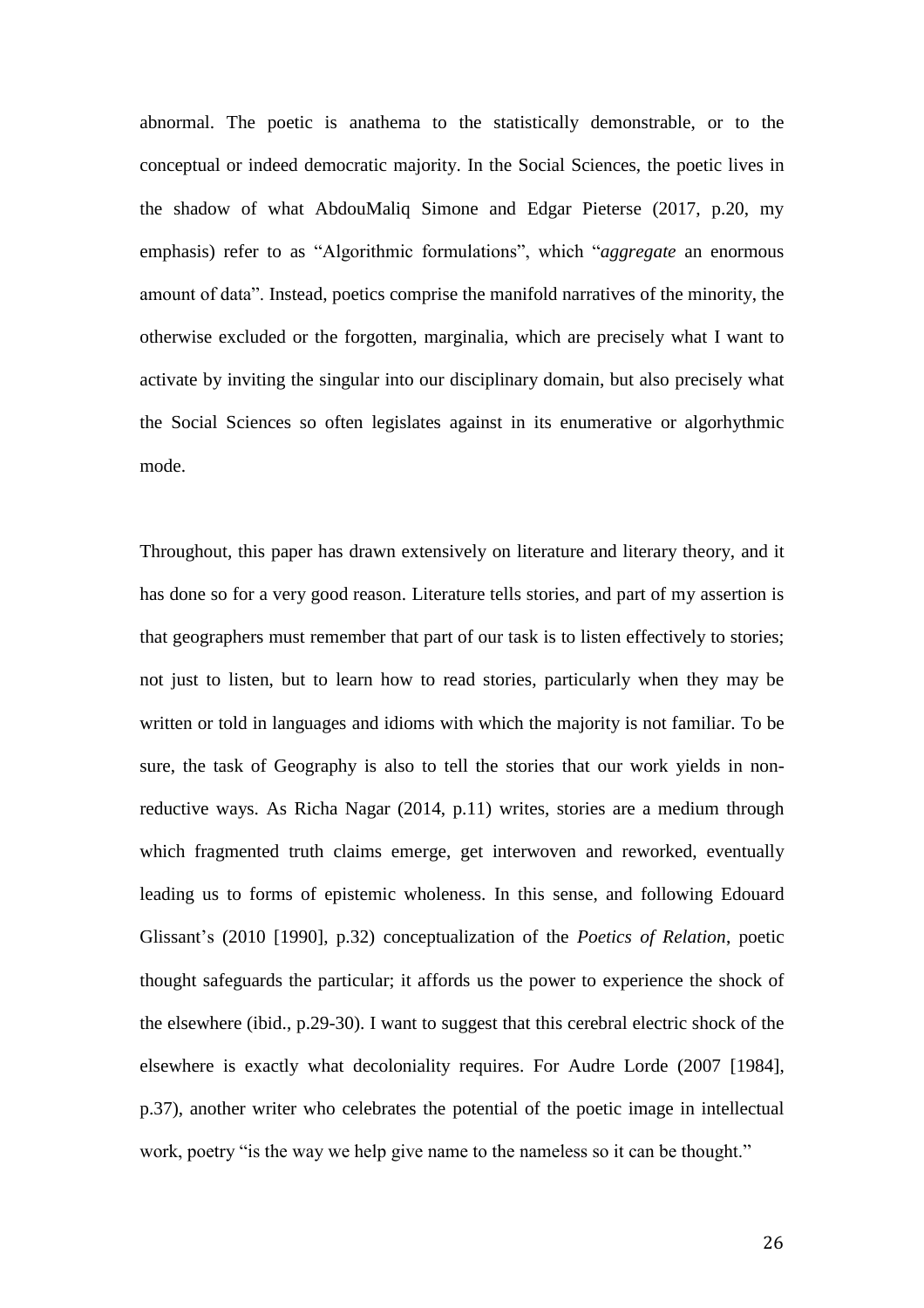abnormal. The poetic is anathema to the statistically demonstrable, or to the conceptual or indeed democratic majority. In the Social Sciences, the poetic lives in the shadow of what AbdouMaliq Simone and Edgar Pieterse (2017, p.20, my emphasis) refer to as "Algorithmic formulations", which "*aggregate* an enormous amount of data". Instead, poetics comprise the manifold narratives of the minority, the otherwise excluded or the forgotten, marginalia, which are precisely what I want to activate by inviting the singular into our disciplinary domain, but also precisely what the Social Sciences so often legislates against in its enumerative or algorhythmic mode.

Throughout, this paper has drawn extensively on literature and literary theory, and it has done so for a very good reason. Literature tells stories, and part of my assertion is that geographers must remember that part of our task is to listen effectively to stories; not just to listen, but to learn how to read stories, particularly when they may be written or told in languages and idioms with which the majority is not familiar. To be sure, the task of Geography is also to tell the stories that our work yields in non-reductive ways. As Richa Nagar (2014, p.11) writes, stories are a medium through which fragmented truth claims emerge, get interwoven and reworked, eventually leading us to forms of epistemic wholeness. In this sense, and following Edouard Glissant's (2010 [1990], p.32) conceptualization of the *Poetics of Relation*, poetic thought safeguards the particular; it affords us the power to experience the shock of the elsewhere (ibid., p.29-30). I want to suggest that this cerebral electric shock of the elsewhere is exactly what decoloniality requires. For Audre Lorde (2007 [1984], p.37), another writer who celebrates the potential of the poetic image in intellectual work, poetry "is the way we help give name to the nameless so it can be thought."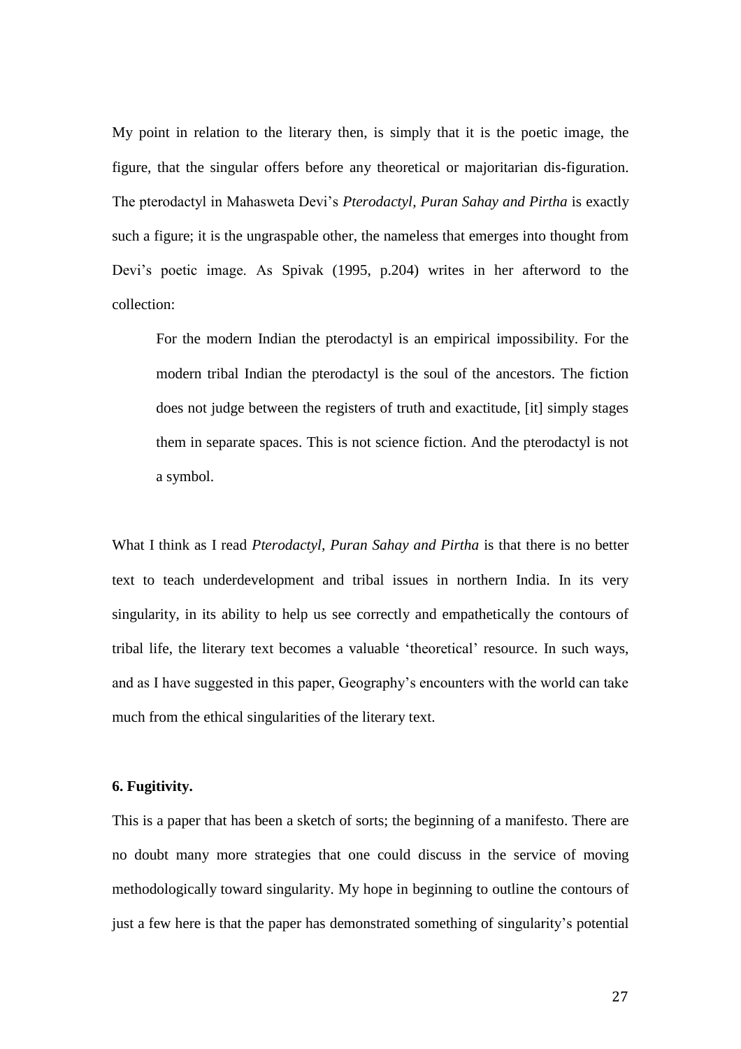My point in relation to the literary then, is simply that it is the poetic image, the figure, that the singular offers before any theoretical or majoritarian dis-figuration. The pterodactyl in Mahasweta Devi's *Pterodactyl, Puran Sahay and Pirtha* is exactly such a figure; it is the ungraspable other, the nameless that emerges into thought from Devi's poetic image. As Spivak (1995, p.204) writes in her afterword to the collection:

> For the modern Indian the pterodactyl is an empirical impossibility. For the modern tribal Indian the pterodactyl is the soul of the ancestors. The fiction does not judge between the registers of truth and exactitude, [it] simply stages them in separate spaces. This is not science fiction. And the pterodactyl is not a symbol.

What I think as I read *Pterodactyl, Puran Sahay and Pirtha* is that there is no better text to teach underdevelopment and tribal issues in northern India. In its very singularity, in its ability to help us see correctly and empathetically the contours of tribal life, the literary text becomes a valuable 'theoretical' resource. In such ways, and as I have suggested in this paper, Geography's encounters with the world can take much from the ethical singularities of the literary text.

### 6. Fugitivity.

This is a paper that has been a sketch of sorts; the beginning of a manifesto. There are no doubt many more strategies that one could discuss in the service of moving methodologically toward singularity. My hope in beginning to outline the contours of just a few here is that the paper has demonstrated something of singularity's potential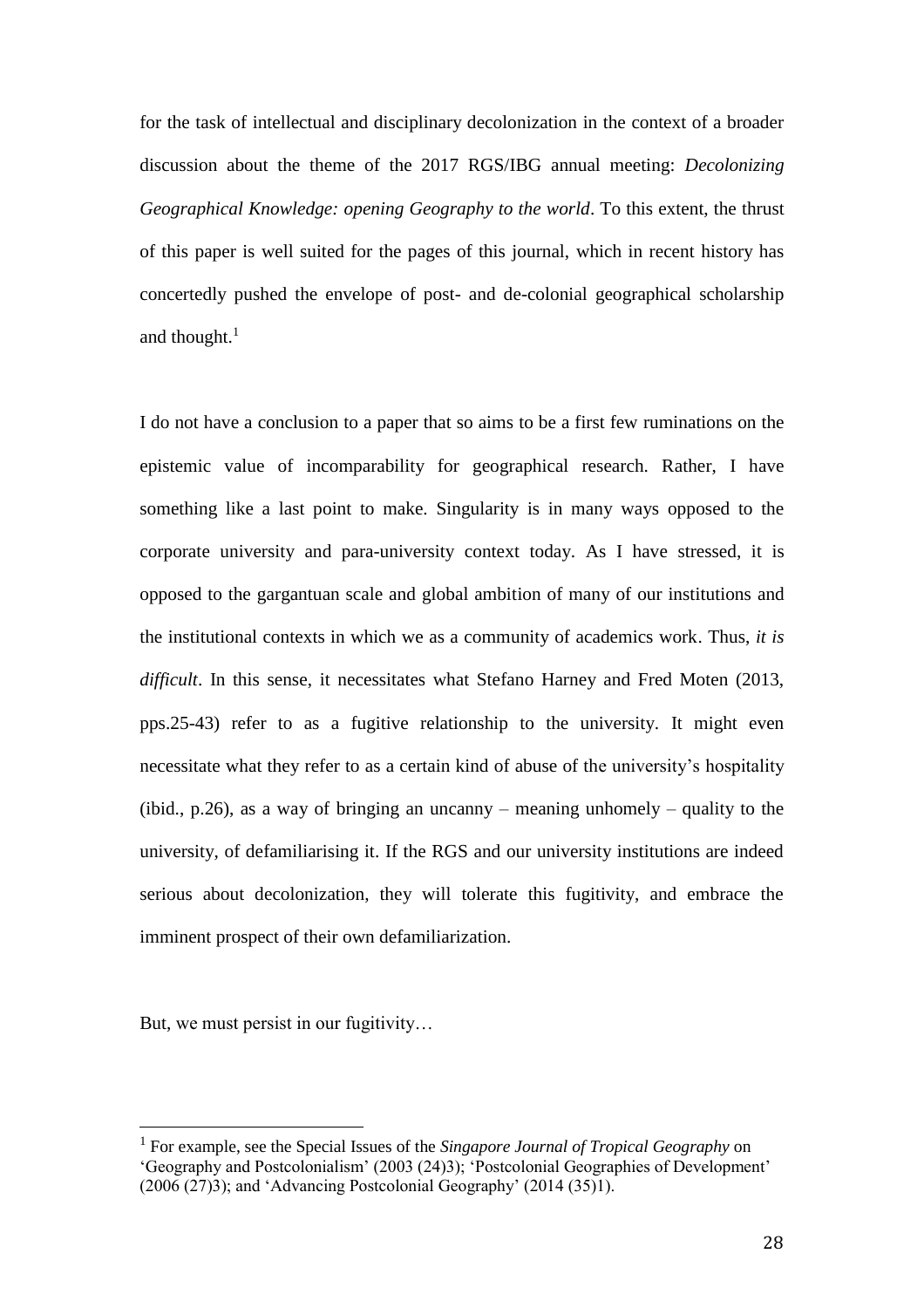for the task of intellectual and disciplinary decolonization in the context of a broader discussion about the theme of the 2017 RGS/IBG annual meeting: *Decolonizing Geographical Knowledge: opening Geography to the world*. To this extent, the thrust of this paper is well suited for the pages of this journal, which in recent history has concertedly pushed the envelope of post- and de-colonial geographical scholarship and thought.[1]

I do not have a conclusion to a paper that so aims to be a first few ruminations on the epistemic value of incomparability for geographical research. Rather, I have something like a last point to make. Singularity is in many ways opposed to the corporate university and para-university context today. As I have stressed, it is opposed to the gargantuan scale and global ambition of many of our institutions and the institutional contexts in which we as a community of academics work. Thus, *it is difficult*. In this sense, it necessitates what Stefano Harney and Fred Moten (2013, pps.25-43) refer to as a fugitive relationship to the university. It might even necessitate what they refer to as a certain kind of abuse of the university's hospitality (ibid., p.26), as a way of bringing an uncanny – meaning unhomely – quality to the university, of defamiliarising it. If the RGS and our university institutions are indeed serious about decolonization, they will tolerate this fugitivity, and embrace the imminent prospect of their own defamiliarization.

But, we must persist in our fugitivity…

---

[1] For example, see the Special Issues of the *Singapore Journal of Tropical Geography* on 'Geography and Postcolonialism' (2003 (24)3); 'Postcolonial Geographies of Development' (2006 (27)3); and 'Advancing Postcolonial Geography' (2014 (35)1).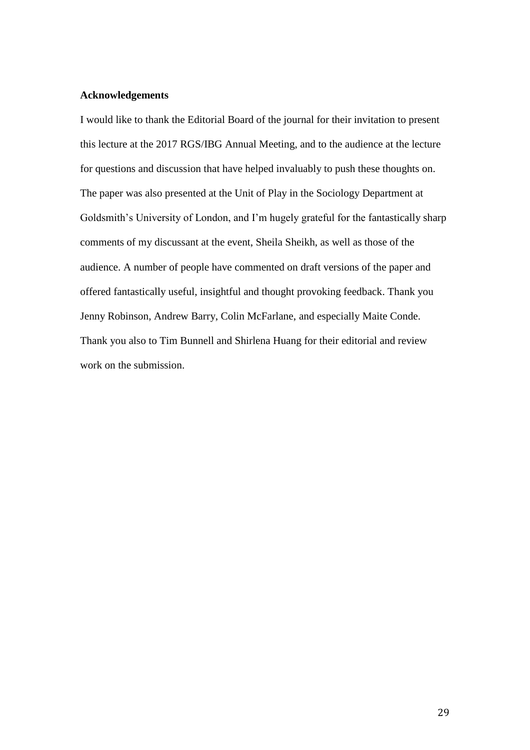**Acknowledgements**

I would like to thank the Editorial Board of the journal for their invitation to present this lecture at the 2017 RGS/IBG Annual Meeting, and to the audience at the lecture for questions and discussion that have helped invaluably to push these thoughts on. The paper was also presented at the Unit of Play in the Sociology Department at Goldsmith's University of London, and I'm hugely grateful for the fantastically sharp comments of my discussant at the event, Sheila Sheikh, as well as those of the audience. A number of people have commented on draft versions of the paper and offered fantastically useful, insightful and thought provoking feedback. Thank you Jenny Robinson, Andrew Barry, Colin McFarlane, and especially Maite Conde. Thank you also to Tim Bunnell and Shirlena Huang for their editorial and review work on the submission.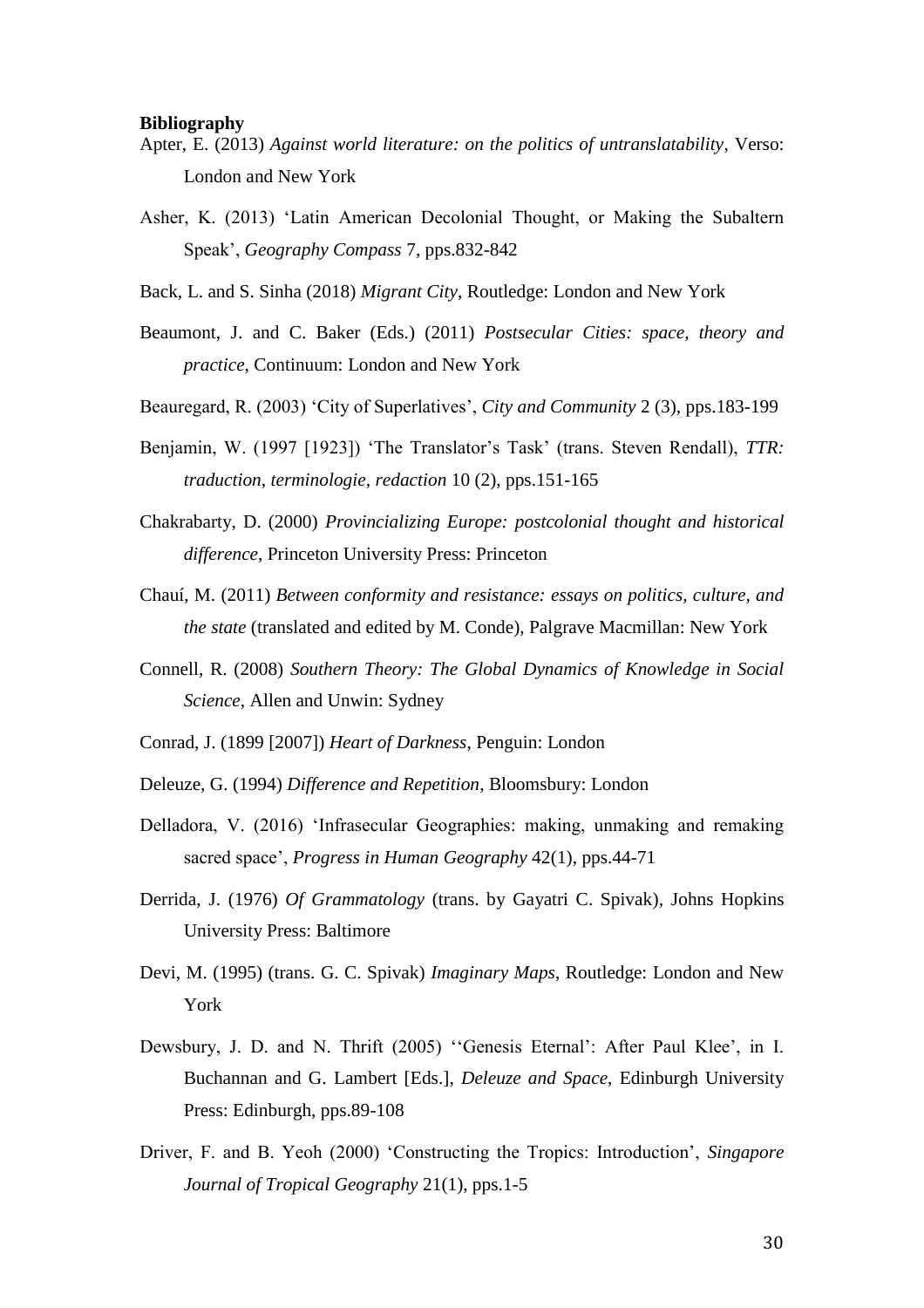**Bibliography**

Apter, E. (2013) *Against world literature: on the politics of untranslatability*, Verso: London and New York

Asher, K. (2013) 'Latin American Decolonial Thought, or Making the Subaltern Speak', *Geography Compass* 7, pps.832-842

Back, L. and S. Sinha (2018) *Migrant City*, Routledge: London and New York

Beaumont, J. and C. Baker (Eds.) (2011) *Postsecular Cities: space, theory and practice*, Continuum: London and New York

Beauregard, R. (2003) 'City of Superlatives', *City and Community* 2 (3), pps.183-199

Benjamin, W. (1997 [1923]) 'The Translator's Task' (trans. Steven Rendall), *TTR: traduction, terminologie, redaction* 10 (2), pps.151-165

Chakrabarty, D. (2000) *Provincializing Europe: postcolonial thought and historical difference*, Princeton University Press: Princeton

Chauí, M. (2011) *Between conformity and resistance: essays on politics, culture, and the state* (translated and edited by M. Conde), Palgrave Macmillan: New York

Connell, R. (2008) *Southern Theory: The Global Dynamics of Knowledge in Social Science*, Allen and Unwin: Sydney

Conrad, J. (1899 [2007]) *Heart of Darkness*, Penguin: London

Deleuze, G. (1994) *Difference and Repetition*, Bloomsbury: London

Delladora, V. (2016) 'Infrasecular Geographies: making, unmaking and remaking sacred space', *Progress in Human Geography* 42(1), pps.44-71

Derrida, J. (1976) *Of Grammatology* (trans. by Gayatri C. Spivak), Johns Hopkins University Press: Baltimore

Devi, M. (1995) (trans. G. C. Spivak) *Imaginary Maps*, Routledge: London and New York

Dewsbury, J. D. and N. Thrift (2005) ''Genesis Eternal': After Paul Klee', in I. Buchannan and G. Lambert [Eds.], *Deleuze and Space*, Edinburgh University Press: Edinburgh, pps.89-108

Driver, F. and B. Yeoh (2000) 'Constructing the Tropics: Introduction', *Singapore Journal of Tropical Geography* 21(1), pps.1-5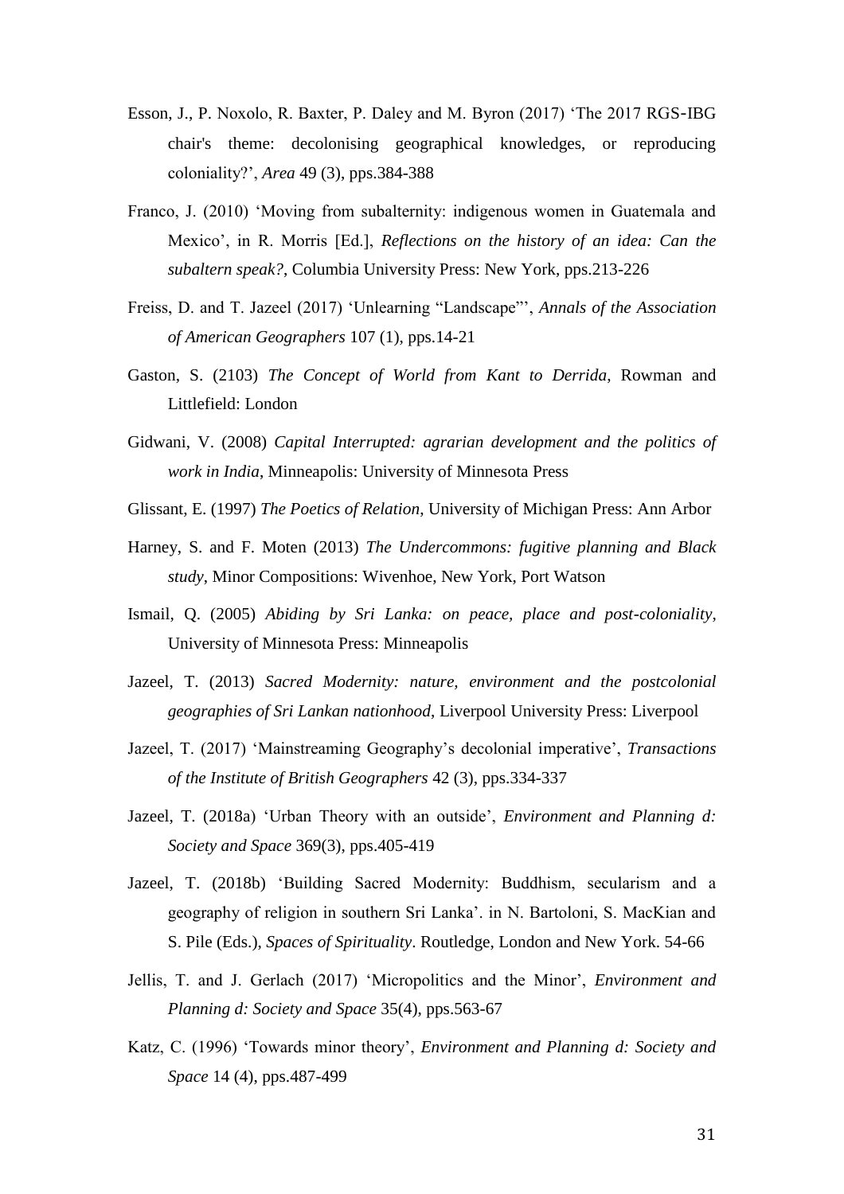Esson, J., P. Noxolo, R. Baxter, P. Daley and M. Byron (2017) 'The 2017 RGS-IBG chair's theme: decolonising geographical knowledges, or reproducing coloniality?', *Area* 49 (3), pps.384-388

Franco, J. (2010) 'Moving from subalternity: indigenous women in Guatemala and Mexico', in R. Morris [Ed.], *Reflections on the history of an idea: Can the subaltern speak?*, Columbia University Press: New York, pps.213-226

Freiss, D. and T. Jazeel (2017) 'Unlearning "Landscape"', *Annals of the Association of American Geographers* 107 (1), pps.14-21

Gaston, S. (2103) *The Concept of World from Kant to Derrida*, Rowman and Littlefield: London

Gidwani, V. (2008) *Capital Interrupted: agrarian development and the politics of work in India*, Minneapolis: University of Minnesota Press

Glissant, E. (1997) *The Poetics of Relation*, University of Michigan Press: Ann Arbor

Harney, S. and F. Moten (2013) *The Undercommons: fugitive planning and Black study*, Minor Compositions: Wivenhoe, New York, Port Watson

Ismail, Q. (2005) *Abiding by Sri Lanka: on peace, place and post-coloniality*, University of Minnesota Press: Minneapolis

Jazeel, T. (2013) *Sacred Modernity: nature, environment and the postcolonial geographies of Sri Lankan nationhood*, Liverpool University Press: Liverpool

Jazeel, T. (2017) 'Mainstreaming Geography's decolonial imperative', *Transactions of the Institute of British Geographers* 42 (3), pps.334-337

Jazeel, T. (2018a) 'Urban Theory with an outside', *Environment and Planning d: Society and Space* 369(3), pps.405-419

Jazeel, T. (2018b) 'Building Sacred Modernity: Buddhism, secularism and a geography of religion in southern Sri Lanka'. in N. Bartoloni, S. MacKian and S. Pile (Eds.), *Spaces of Spirituality*. Routledge, London and New York. 54-66

Jellis, T. and J. Gerlach (2017) 'Micropolitics and the Minor', *Environment and Planning d: Society and Space* 35(4), pps.563-67

Katz, C. (1996) 'Towards minor theory', *Environment and Planning d: Society and Space* 14 (4), pps.487-499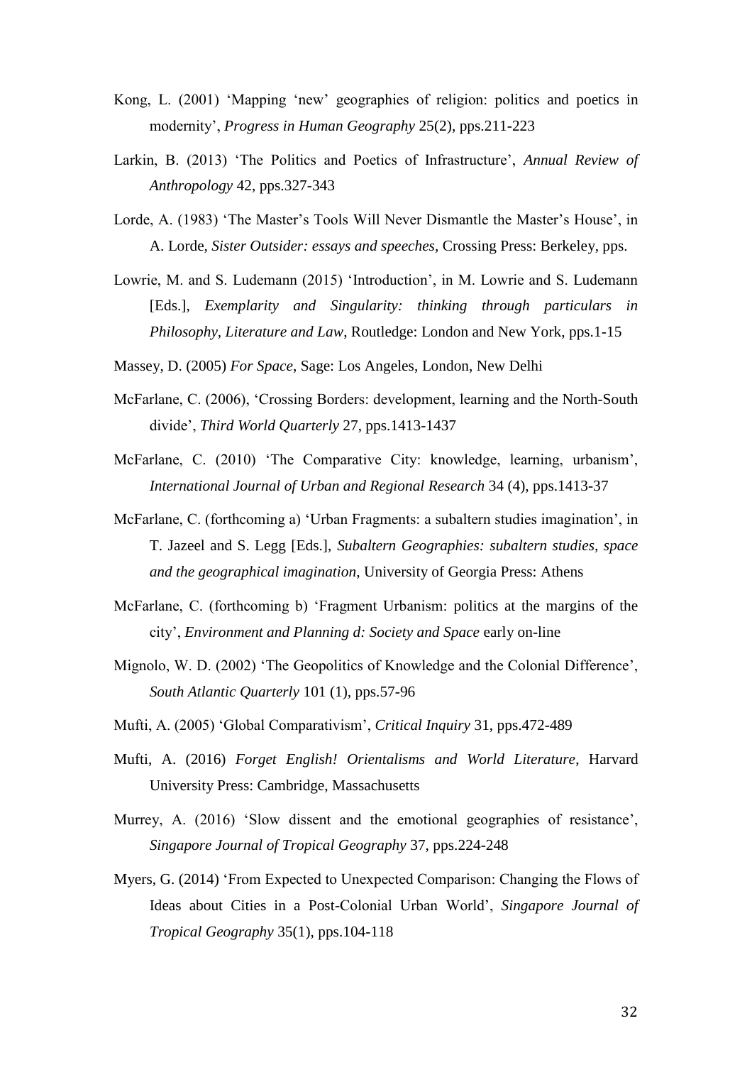Kong, L. (2001) 'Mapping 'new' geographies of religion: politics and poetics in modernity', *Progress in Human Geography* 25(2), pps.211-223

Larkin, B. (2013) 'The Politics and Poetics of Infrastructure', *Annual Review of Anthropology* 42, pps.327-343

Lorde, A. (1983) 'The Master's Tools Will Never Dismantle the Master's House', in A. Lorde, *Sister Outsider: essays and speeches*, Crossing Press: Berkeley, pps.

Lowrie, M. and S. Ludemann (2015) 'Introduction', in M. Lowrie and S. Ludemann [Eds.], *Exemplarity and Singularity: thinking through particulars in Philosophy, Literature and Law*, Routledge: London and New York, pps.1-15

Massey, D. (2005) *For Space*, Sage: Los Angeles, London, New Delhi

McFarlane, C. (2006), 'Crossing Borders: development, learning and the North-South divide', *Third World Quarterly* 27, pps.1413-1437

McFarlane, C. (2010) 'The Comparative City: knowledge, learning, urbanism', *International Journal of Urban and Regional Research* 34 (4), pps.1413-37

McFarlane, C. (forthcoming a) 'Urban Fragments: a subaltern studies imagination', in T. Jazeel and S. Legg [Eds.], *Subaltern Geographies: subaltern studies, space and the geographical imagination*, University of Georgia Press: Athens

McFarlane, C. (forthcoming b) 'Fragment Urbanism: politics at the margins of the city', *Environment and Planning d: Society and Space* early on-line

Mignolo, W. D. (2002) 'The Geopolitics of Knowledge and the Colonial Difference', *South Atlantic Quarterly* 101 (1), pps.57-96

Mufti, A. (2005) 'Global Comparativism', *Critical Inquiry* 31, pps.472-489

Mufti, A. (2016) *Forget English! Orientalisms and World Literature*, Harvard University Press: Cambridge, Massachusetts

Murrey, A. (2016) 'Slow dissent and the emotional geographies of resistance', *Singapore Journal of Tropical Geography* 37, pps.224-248

Myers, G. (2014) 'From Expected to Unexpected Comparison: Changing the Flows of Ideas about Cities in a Post-Colonial Urban World', *Singapore Journal of Tropical Geography* 35(1), pps.104-118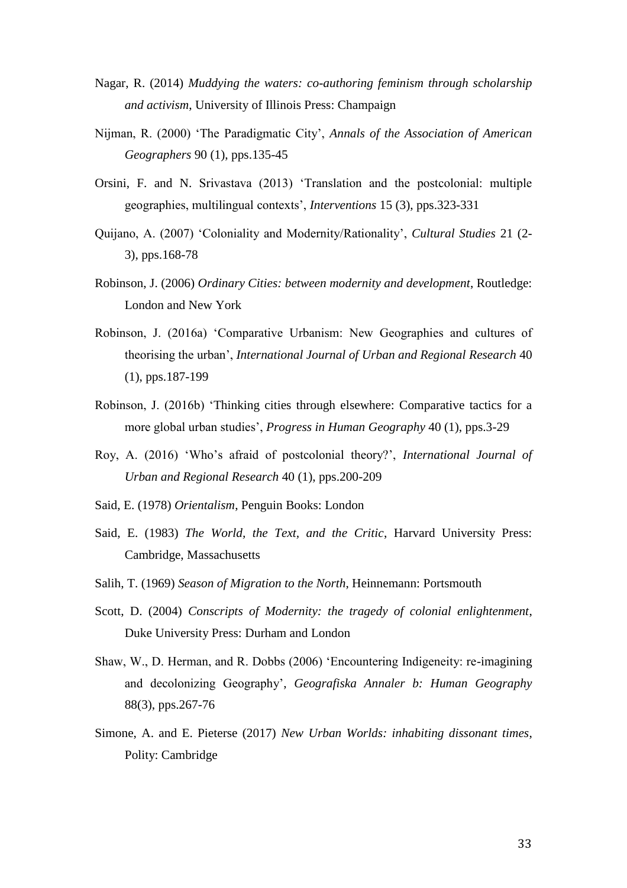Nagar, R. (2014) *Muddying the waters: co-authoring feminism through scholarship and activism*, University of Illinois Press: Champaign

Nijman, R. (2000) 'The Paradigmatic City', *Annals of the Association of American Geographers* 90 (1), pps.135-45

Orsini, F. and N. Srivastava (2013) 'Translation and the postcolonial: multiple geographies, multilingual contexts', *Interventions* 15 (3), pps.323-331

Quijano, A. (2007) 'Coloniality and Modernity/Rationality', *Cultural Studies* 21 (2-3), pps.168-78

Robinson, J. (2006) *Ordinary Cities: between modernity and development*, Routledge: London and New York

Robinson, J. (2016a) 'Comparative Urbanism: New Geographies and cultures of theorising the urban', *International Journal of Urban and Regional Research* 40 (1), pps.187-199

Robinson, J. (2016b) 'Thinking cities through elsewhere: Comparative tactics for a more global urban studies', *Progress in Human Geography* 40 (1), pps.3-29

Roy, A. (2016) 'Who's afraid of postcolonial theory?', *International Journal of Urban and Regional Research* 40 (1), pps.200-209

Said, E. (1978) *Orientalism*, Penguin Books: London

Said, E. (1983) *The World, the Text, and the Critic*, Harvard University Press: Cambridge, Massachusetts

Salih, T. (1969) *Season of Migration to the North*, Heinnemann: Portsmouth

Scott, D. (2004) *Conscripts of Modernity: the tragedy of colonial enlightenment*, Duke University Press: Durham and London

Shaw, W., D. Herman, and R. Dobbs (2006) 'Encountering Indigeneity: re-imagining and decolonizing Geography', *Geografiska Annaler b: Human Geography* 88(3), pps.267-76

Simone, A. and E. Pieterse (2017) *New Urban Worlds: inhabiting dissonant times*, Polity: Cambridge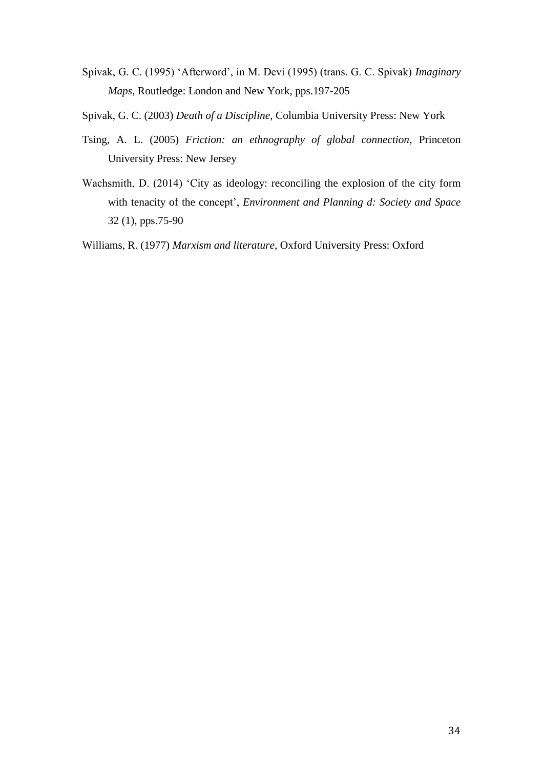Spivak, G. C. (1995) 'Afterword', in M. Devi (1995) (trans. G. C. Spivak) *Imaginary Maps*, Routledge: London and New York, pps.197-205

Spivak, G. C. (2003) *Death of a Discipline*, Columbia University Press: New York

Tsing, A. L. (2005) *Friction: an ethnography of global connection*, Princeton University Press: New Jersey

Wachsmith, D. (2014) 'City as ideology: reconciling the explosion of the city form with tenacity of the concept', *Environment and Planning d: Society and Space* 32 (1), pps.75-90

Williams, R. (1977) *Marxism and literature*, Oxford University Press: Oxford